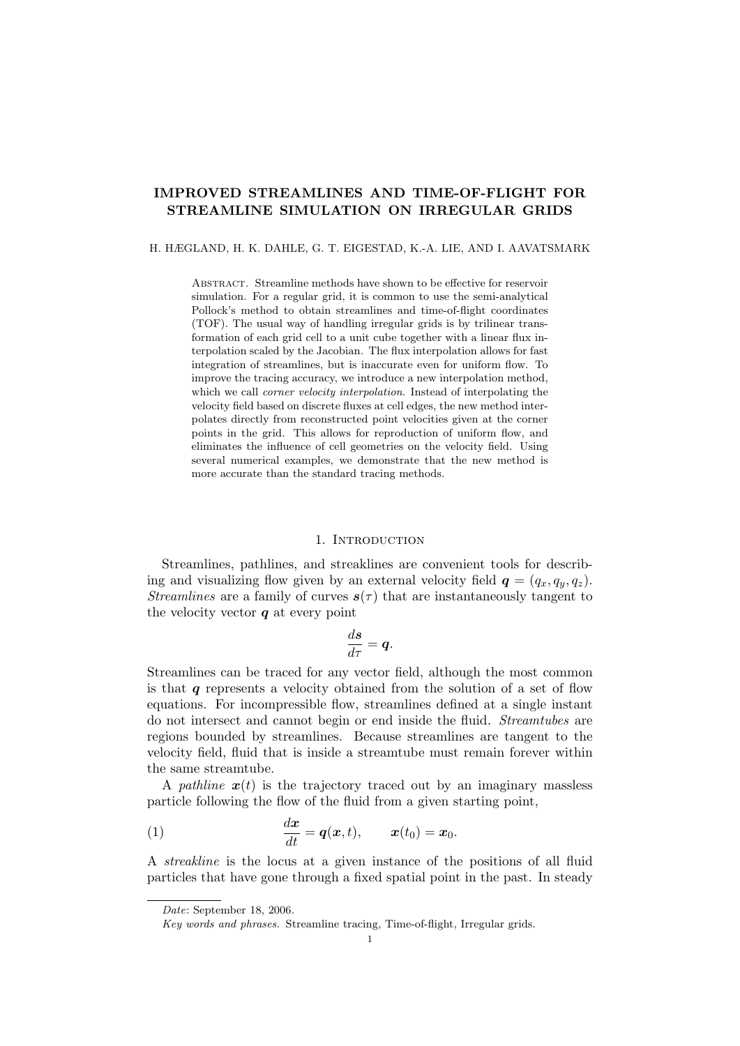# IMPROVED STREAMLINES AND TIME-OF-FLIGHT FOR STREAMLINE SIMULATION ON IRREGULAR GRIDS

H. HÆGLAND, H. K. DAHLE, G. T. EIGESTAD, K.-A. LIE, AND I. AAVATSMARK

Abstract. Streamline methods have shown to be effective for reservoir simulation. For a regular grid, it is common to use the semi-analytical Pollock's method to obtain streamlines and time-of-flight coordinates (TOF). The usual way of handling irregular grids is by trilinear transformation of each grid cell to a unit cube together with a linear flux interpolation scaled by the Jacobian. The flux interpolation allows for fast integration of streamlines, but is inaccurate even for uniform flow. To improve the tracing accuracy, we introduce a new interpolation method, which we call *corner velocity interpolation*. Instead of interpolating the velocity field based on discrete fluxes at cell edges, the new method interpolates directly from reconstructed point velocities given at the corner points in the grid. This allows for reproduction of uniform flow, and eliminates the influence of cell geometries on the velocity field. Using several numerical examples, we demonstrate that the new method is more accurate than the standard tracing methods.

## 1. Introduction

Streamlines, pathlines, and streaklines are convenient tools for describing and visualizing flow given by an external velocity field $\boldsymbol{q} = (q_x, q_y, q_z)$. *Streamlines* are a family of curves $\boldsymbol{s}(\tau)$ that are instantaneously tangent to the velocity vector $\boldsymbol{q}$ at every point

$$\frac{d\boldsymbol{s}}{d\tau} = \boldsymbol{q}.$$

Streamlines can be traced for any vector field, although the most common is that $\boldsymbol{q}$ represents a velocity obtained from the solution of a set of flow equations. For incompressible flow, streamlines defined at a single instant do not intersect and cannot begin or end inside the fluid. *Streamtubes* are regions bounded by streamlines. Because streamlines are tangent to the velocity field, fluid that is inside a streamtube must remain forever within the same streamtube.

A *pathline* $\boldsymbol{x}(t)$ is the trajectory traced out by an imaginary massless particle following the flow of the fluid from a given starting point,

$$\frac{d\boldsymbol{x}}{dt} = \boldsymbol{q}(\boldsymbol{x}, t), \qquad \boldsymbol{x}(t_0) = \boldsymbol{x}_0. \tag{1}$$

A *streakline* is the locus at a given instance of the positions of all fluid particles that have gone through a fixed spatial point in the past. In steady

*Date*: September 18, 2006.

*Key words and phrases.* Streamline tracing, Time-of-flight, Irregular grids.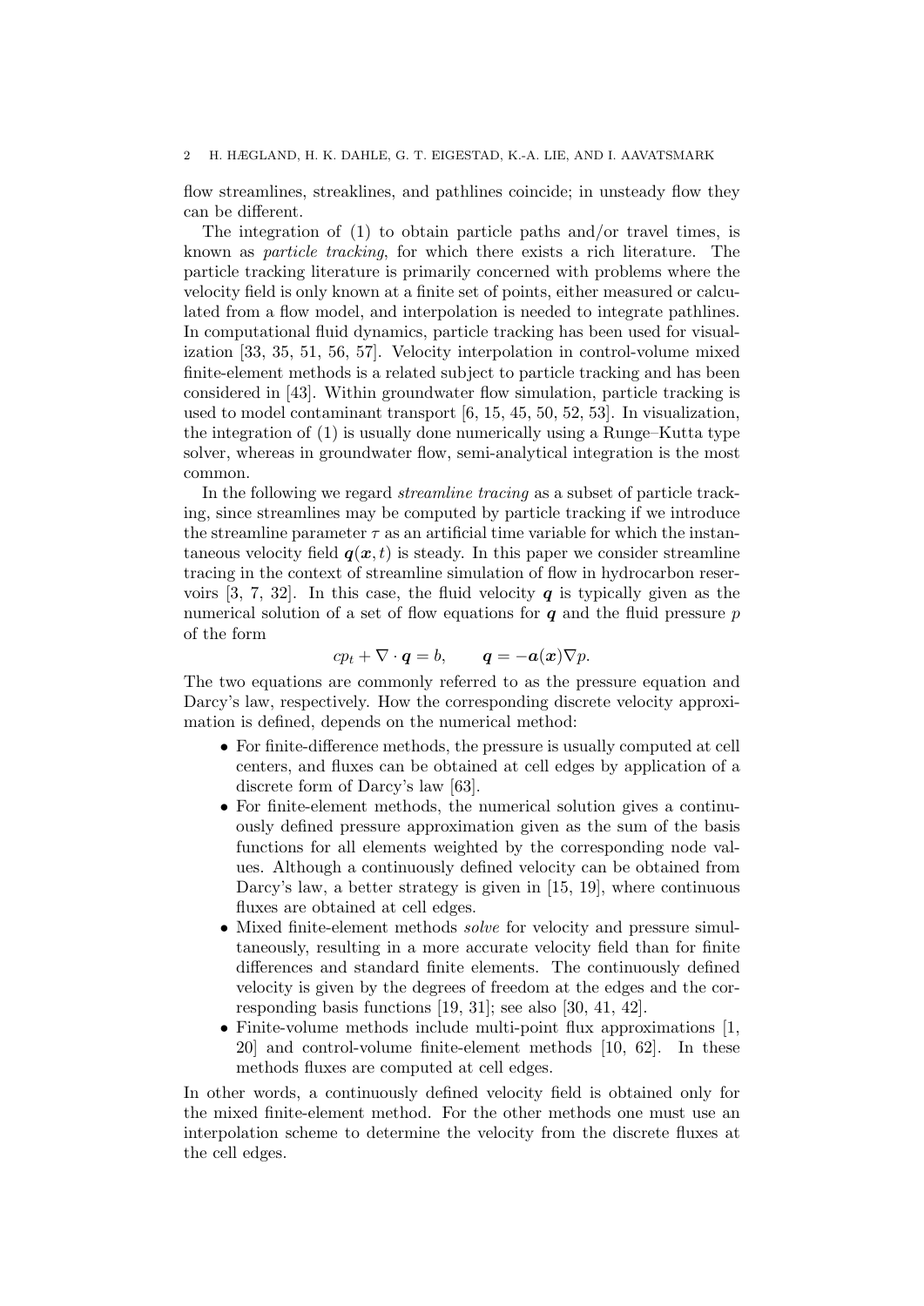flow streamlines, streaklines, and pathlines coincide; in unsteady flow they can be different.

The integration of (1) to obtain particle paths and/or travel times, is known as *particle tracking*, for which there exists a rich literature. The particle tracking literature is primarily concerned with problems where the velocity field is only known at a finite set of points, either measured or calculated from a flow model, and interpolation is needed to integrate pathlines. In computational fluid dynamics, particle tracking has been used for visualization [33, 35, 51, 56, 57]. Velocity interpolation in control-volume mixed finite-element methods is a related subject to particle tracking and has been considered in [43]. Within groundwater flow simulation, particle tracking is used to model contaminant transport [6, 15, 45, 50, 52, 53]. In visualization, the integration of (1) is usually done numerically using a Runge–Kutta type solver, whereas in groundwater flow, semi-analytical integration is the most common.

In the following we regard *streamline tracing* as a subset of particle tracking, since streamlines may be computed by particle tracking if we introduce the streamline parameter $\tau$ as an artificial time variable for which the instantaneous velocity field $\boldsymbol{q}(\boldsymbol{x}, t)$ is steady. In this paper we consider streamline tracing in the context of streamline simulation of flow in hydrocarbon reservoirs [3, 7, 32]. In this case, the fluid velocity $\boldsymbol{q}$ is typically given as the numerical solution of a set of flow equations for $\boldsymbol{q}$ and the fluid pressure $p$ of the form

$$cp_t + \nabla \cdot \boldsymbol{q} = b, \qquad \boldsymbol{q} = -\boldsymbol{a}(\boldsymbol{x})\nabla p.$$

The two equations are commonly referred to as the pressure equation and Darcy's law, respectively. How the corresponding discrete velocity approximation is defined, depends on the numerical method:

- For finite-difference methods, the pressure is usually computed at cell centers, and fluxes can be obtained at cell edges by application of a discrete form of Darcy's law [63].
- For finite-element methods, the numerical solution gives a continuously defined pressure approximation given as the sum of the basis functions for all elements weighted by the corresponding node values. Although a continuously defined velocity can be obtained from Darcy's law, a better strategy is given in [15, 19], where continuous fluxes are obtained at cell edges.
- Mixed finite-element methods *solve* for velocity and pressure simultaneously, resulting in a more accurate velocity field than for finite differences and standard finite elements. The continuously defined velocity is given by the degrees of freedom at the edges and the corresponding basis functions [19, 31]; see also [30, 41, 42].
- Finite-volume methods include multi-point flux approximations [1, 20] and control-volume finite-element methods [10, 62]. In these methods fluxes are computed at cell edges.

In other words, a continuously defined velocity field is obtained only for the mixed finite-element method. For the other methods one must use an interpolation scheme to determine the velocity from the discrete fluxes at the cell edges.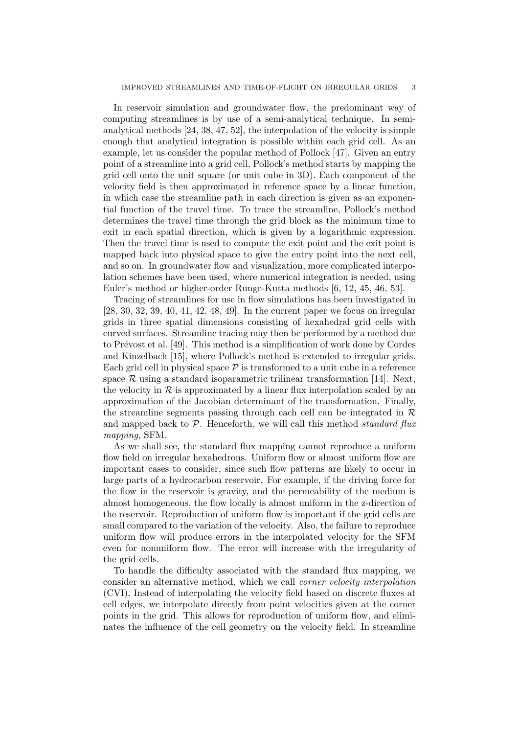In reservoir simulation and groundwater flow, the predominant way of computing streamlines is by use of a semi-analytical technique. In semi-analytical methods [24, 38, 47, 52], the interpolation of the velocity is simple enough that analytical integration is possible within each grid cell. As an example, let us consider the popular method of Pollock [47]. Given an entry point of a streamline into a grid cell, Pollock's method starts by mapping the grid cell onto the unit square (or unit cube in 3D). Each component of the velocity field is then approximated in reference space by a linear function, in which case the streamline path in each direction is given as an exponential function of the travel time. To trace the streamline, Pollock's method determines the travel time through the grid block as the minimum time to exit in each spatial direction, which is given by a logarithmic expression. Then the travel time is used to compute the exit point and the exit point is mapped back into physical space to give the entry point into the next cell, and so on. In groundwater flow and visualization, more complicated interpolation schemes have been used, where numerical integration is needed, using Euler's method or higher-order Runge-Kutta methods [6, 12, 45, 46, 53].

Tracing of streamlines for use in flow simulations has been investigated in [28, 30, 32, 39, 40, 41, 42, 48, 49]. In the current paper we focus on irregular grids in three spatial dimensions consisting of hexahedral grid cells with curved surfaces. Streamline tracing may then be performed by a method due to Prévost et al. [49]. This method is a simplification of work done by Cordes and Kinzelbach [15], where Pollock's method is extended to irregular grids. Each grid cell in physical space $\mathcal{P}$ is transformed to a unit cube in a reference space $\mathcal{R}$ using a standard isoparametric trilinear transformation [14]. Next, the velocity in $\mathcal{R}$ is approximated by a linear flux interpolation scaled by an approximation of the Jacobian determinant of the transformation. Finally, the streamline segments passing through each cell can be integrated in $\mathcal{R}$ and mapped back to $\mathcal{P}$. Henceforth, we will call this method *standard flux mapping*, SFM.

As we shall see, the standard flux mapping cannot reproduce a uniform flow field on irregular hexahedrons. Uniform flow or almost uniform flow are important cases to consider, since such flow patterns are likely to occur in large parts of a hydrocarbon reservoir. For example, if the driving force for the flow in the reservoir is gravity, and the permeability of the medium is almost homogeneous, the flow locally is almost uniform in the z-direction of the reservoir. Reproduction of uniform flow is important if the grid cells are small compared to the variation of the velocity. Also, the failure to reproduce uniform flow will produce errors in the interpolated velocity for the SFM even for nonuniform flow. The error will increase with the irregularity of the grid cells.

To handle the difficulty associated with the standard flux mapping, we consider an alternative method, which we call *corner velocity interpolation* (CVI). Instead of interpolating the velocity field based on discrete fluxes at cell edges, we interpolate directly from point velocities given at the corner points in the grid. This allows for reproduction of uniform flow, and eliminates the influence of the cell geometry on the velocity field. In streamline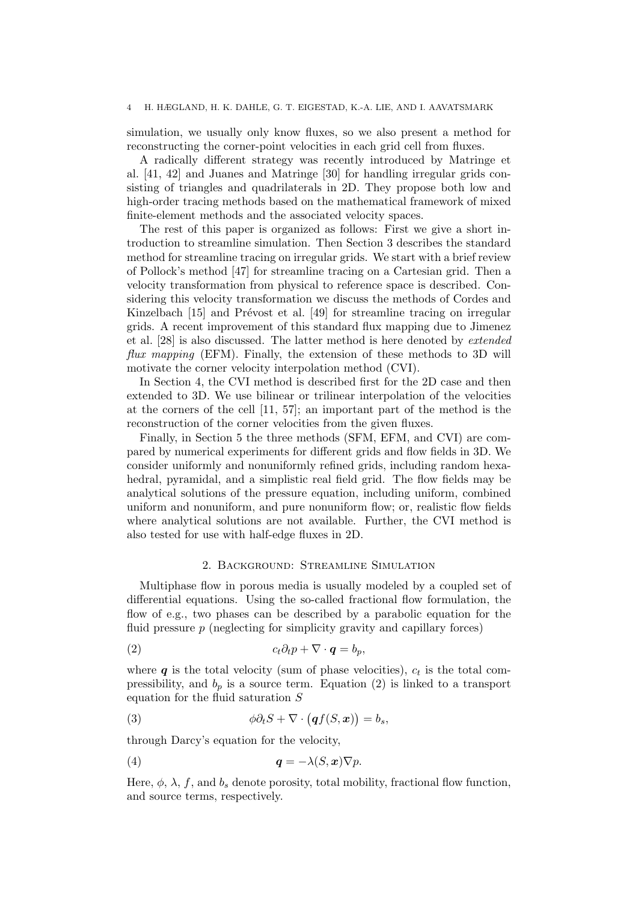simulation, we usually only know fluxes, so we also present a method for reconstructing the corner-point velocities in each grid cell from fluxes.

A radically different strategy was recently introduced by Matringe et al. [41, 42] and Juanes and Matringe [30] for handling irregular grids consisting of triangles and quadrilaterals in 2D. They propose both low and high-order tracing methods based on the mathematical framework of mixed finite-element methods and the associated velocity spaces.

The rest of this paper is organized as follows: First we give a short introduction to streamline simulation. Then Section 3 describes the standard method for streamline tracing on irregular grids. We start with a brief review of Pollock's method [47] for streamline tracing on a Cartesian grid. Then a velocity transformation from physical to reference space is described. Considering this velocity transformation we discuss the methods of Cordes and Kinzelbach [15] and Prévost et al. [49] for streamline tracing on irregular grids. A recent improvement of this standard flux mapping due to Jimenez et al. [28] is also discussed. The latter method is here denoted by *extended flux mapping* (EFM). Finally, the extension of these methods to 3D will motivate the corner velocity interpolation method (CVI).

In Section 4, the CVI method is described first for the 2D case and then extended to 3D. We use bilinear or trilinear interpolation of the velocities at the corners of the cell [11, 57]; an important part of the method is the reconstruction of the corner velocities from the given fluxes.

Finally, in Section 5 the three methods (SFM, EFM, and CVI) are compared by numerical experiments for different grids and flow fields in 3D. We consider uniformly and nonuniformly refined grids, including random hexahedral, pyramidal, and a simplistic real field grid. The flow fields may be analytical solutions of the pressure equation, including uniform, combined uniform and nonuniform, and pure nonuniform flow; or, realistic flow fields where analytical solutions are not available. Further, the CVI method is also tested for use with half-edge fluxes in 2D.

## 2. Background: Streamline Simulation

Multiphase flow in porous media is usually modeled by a coupled set of differential equations. Using the so-called fractional flow formulation, the flow of e.g., two phases can be described by a parabolic equation for the fluid pressure $p$ (neglecting for simplicity gravity and capillary forces)

$$c_t \partial_t p + \nabla \cdot \boldsymbol{q} = b_p, \tag{2}$$

where $\boldsymbol{q}$ is the total velocity (sum of phase velocities), $c_t$ is the total compressibility, and $b_p$ is a source term. Equation (2) is linked to a transport equation for the fluid saturation $S$

$$\phi \partial_t S + \nabla \cdot \big(\boldsymbol{q} f(S, \boldsymbol{x})\big) = b_s, \tag{3}$$

through Darcy's equation for the velocity,

$$\boldsymbol{q} = -\lambda(S, \boldsymbol{x}) \nabla p. \tag{4}$$

Here, $\phi$, $\lambda$, $f$, and $b_s$ denote porosity, total mobility, fractional flow function, and source terms, respectively.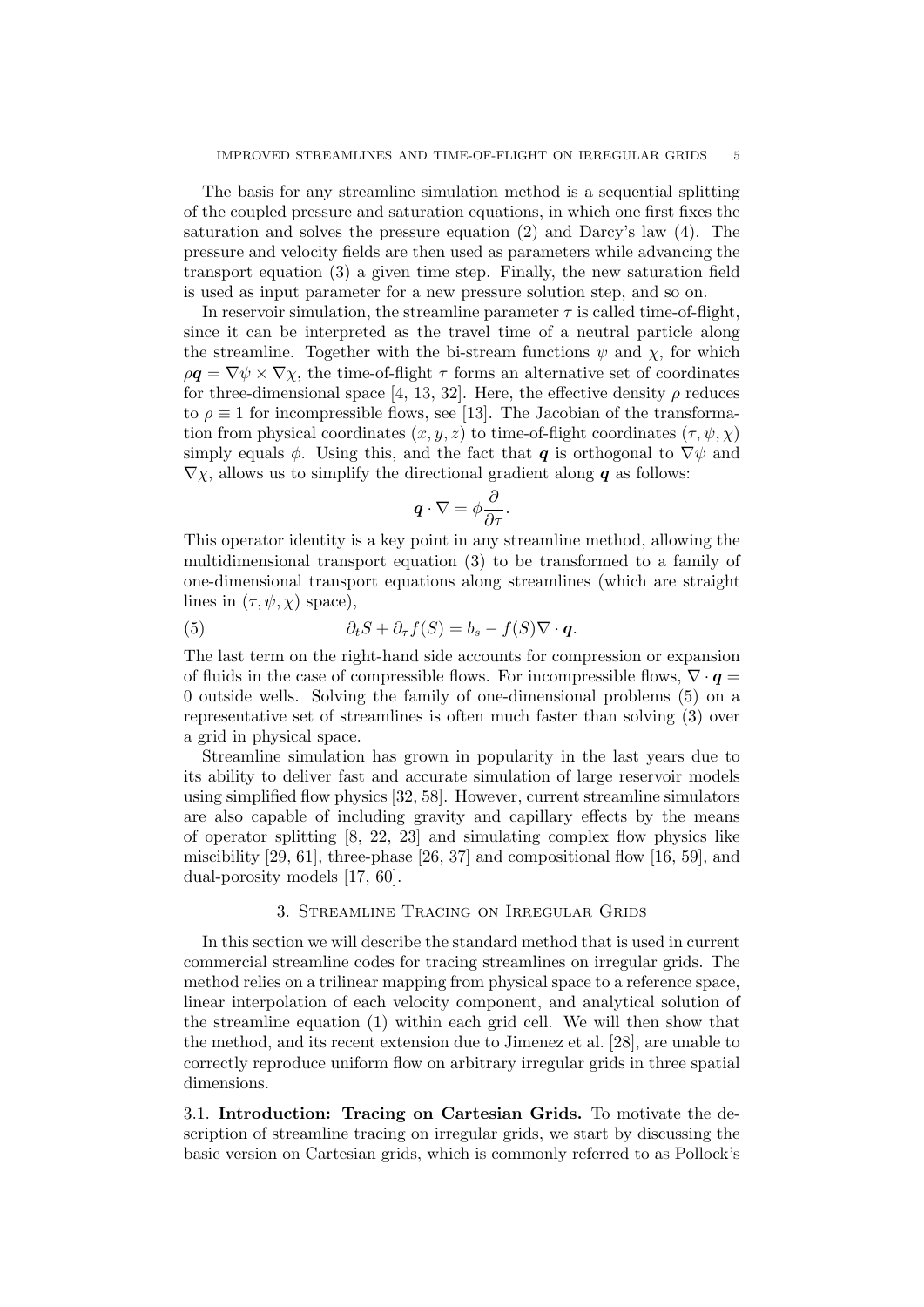The basis for any streamline simulation method is a sequential splitting of the coupled pressure and saturation equations, in which one first fixes the saturation and solves the pressure equation (2) and Darcy's law (4). The pressure and velocity fields are then used as parameters while advancing the transport equation (3) a given time step. Finally, the new saturation field is used as input parameter for a new pressure solution step, and so on.

In reservoir simulation, the streamline parameter $\tau$ is called time-of-flight, since it can be interpreted as the travel time of a neutral particle along the streamline. Together with the bi-stream functions $\psi$ and $\chi$, for which $\rho \boldsymbol{q} = \nabla\psi \times \nabla\chi$, the time-of-flight $\tau$ forms an alternative set of coordinates for three-dimensional space [4, 13, 32]. Here, the effective density $\rho$ reduces to $\rho \equiv 1$ for incompressible flows, see [13]. The Jacobian of the transformation from physical coordinates $(x, y, z)$ to time-of-flight coordinates $(\tau, \psi, \chi)$ simply equals $\phi$. Using this, and the fact that $\boldsymbol{q}$ is orthogonal to $\nabla\psi$ and $\nabla\chi$, allows us to simplify the directional gradient along $\boldsymbol{q}$ as follows:

$$\boldsymbol{q} \cdot \nabla = \phi \frac{\partial}{\partial \tau}.$$

This operator identity is a key point in any streamline method, allowing the multidimensional transport equation (3) to be transformed to a family of one-dimensional transport equations along streamlines (which are straight lines in $(\tau, \psi, \chi)$ space),

$$\partial_t S + \partial_\tau f(S) = b_s - f(S) \nabla \cdot \boldsymbol{q}. \tag{5}$$

The last term on the right-hand side accounts for compression or expansion of fluids in the case of compressible flows. For incompressible flows, $\nabla \cdot \boldsymbol{q} = 0$ outside wells. Solving the family of one-dimensional problems (5) on a representative set of streamlines is often much faster than solving (3) over a grid in physical space.

Streamline simulation has grown in popularity in the last years due to its ability to deliver fast and accurate simulation of large reservoir models using simplified flow physics [32, 58]. However, current streamline simulators are also capable of including gravity and capillary effects by the means of operator splitting [8, 22, 23] and simulating complex flow physics like miscibility [29, 61], three-phase [26, 37] and compositional flow [16, 59], and dual-porosity models [17, 60].

## 3. Streamline Tracing on Irregular Grids

In this section we will describe the standard method that is used in current commercial streamline codes for tracing streamlines on irregular grids. The method relies on a trilinear mapping from physical space to a reference space, linear interpolation of each velocity component, and analytical solution of the streamline equation (1) within each grid cell. We will then show that the method, and its recent extension due to Jimenez et al. [28], are unable to correctly reproduce uniform flow on arbitrary irregular grids in three spatial dimensions.

**3.1. Introduction: Tracing on Cartesian Grids.** To motivate the description of streamline tracing on irregular grids, we start by discussing the basic version on Cartesian grids, which is commonly referred to as Pollock's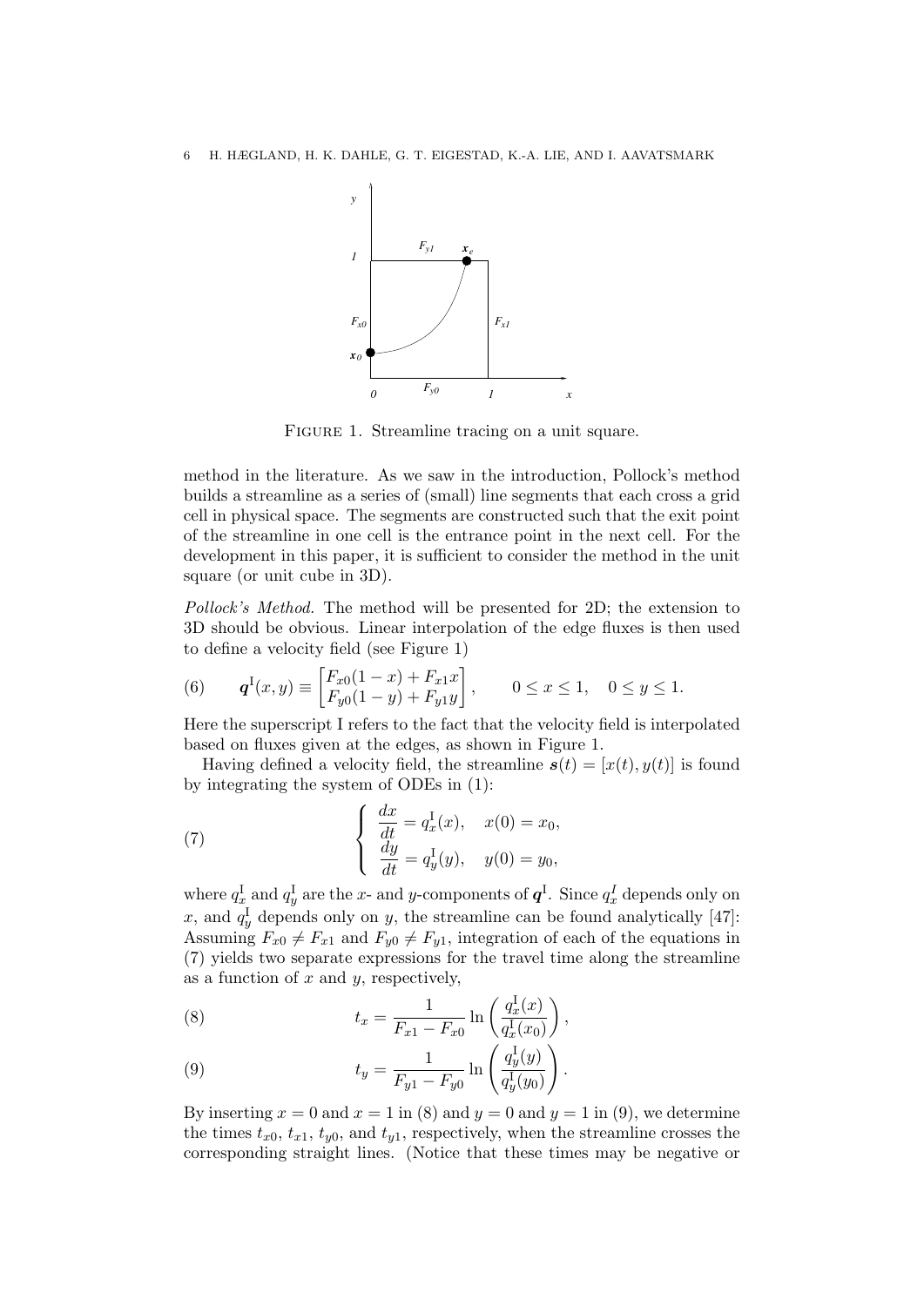FIGURE 1. Streamline tracing on a unit square.

method in the literature. As we saw in the introduction, Pollock's method builds a streamline as a series of (small) line segments that each cross a grid cell in physical space. The segments are constructed such that the exit point of the streamline in one cell is the entrance point in the next cell. For the development in this paper, it is sufficient to consider the method in the unit square (or unit cube in 3D).

*Pollock's Method.* The method will be presented for 2D; the extension to 3D should be obvious. Linear interpolation of the edge fluxes is then used to define a velocity field (see Figure 1)

$$\boldsymbol{q}^{\mathrm{I}}(x,y) \equiv \begin{bmatrix} F_{x0}(1-x) + F_{x1}x \\ F_{y0}(1-y) + F_{y1}y \end{bmatrix}, \qquad 0 \le x \le 1, \quad 0 \le y \le 1. \tag{6}$$

Here the superscript I refers to the fact that the velocity field is interpolated based on fluxes given at the edges, as shown in Figure 1.

Having defined a velocity field, the streamline $\boldsymbol{s}(t) = [x(t), y(t)]$ is found by integrating the system of ODEs in (1):

$$\begin{cases} \dfrac{dx}{dt} = q_x^{\mathrm{I}}(x), \quad x(0) = x_0, \\ \dfrac{dy}{dt} = q_y^{\mathrm{I}}(y), \quad y(0) = y_0, \end{cases} \tag{7}$$

where $q_x^{\mathrm{I}}$ and $q_y^{\mathrm{I}}$ are the $x$- and $y$-components of $\boldsymbol{q}^{\mathrm{I}}$. Since $q_x^I$ depends only on $x$, and $q_y^{\mathrm{I}}$ depends only on $y$, the streamline can be found analytically [47]: Assuming $F_{x0} \neq F_{x1}$ and $F_{y0} \neq F_{y1}$, integration of each of the equations in (7) yields two separate expressions for the travel time along the streamline as a function of $x$ and $y$, respectively,

$$t_x = \frac{1}{F_{x1} - F_{x0}} \ln\left(\frac{q_x^{\mathrm{I}}(x)}{q_x^{\mathrm{I}}(x_0)}\right), \tag{8}$$

$$t_y = \frac{1}{F_{y1} - F_{y0}} \ln\left(\frac{q_y^{\mathrm{I}}(y)}{q_y^{\mathrm{I}}(y_0)}\right). \tag{9}$$

By inserting $x = 0$ and $x = 1$ in (8) and $y = 0$ and $y = 1$ in (9), we determine the times $t_{x0}$, $t_{x1}$, $t_{y0}$, and $t_{y1}$, respectively, when the streamline crosses the corresponding straight lines. (Notice that these times may be negative or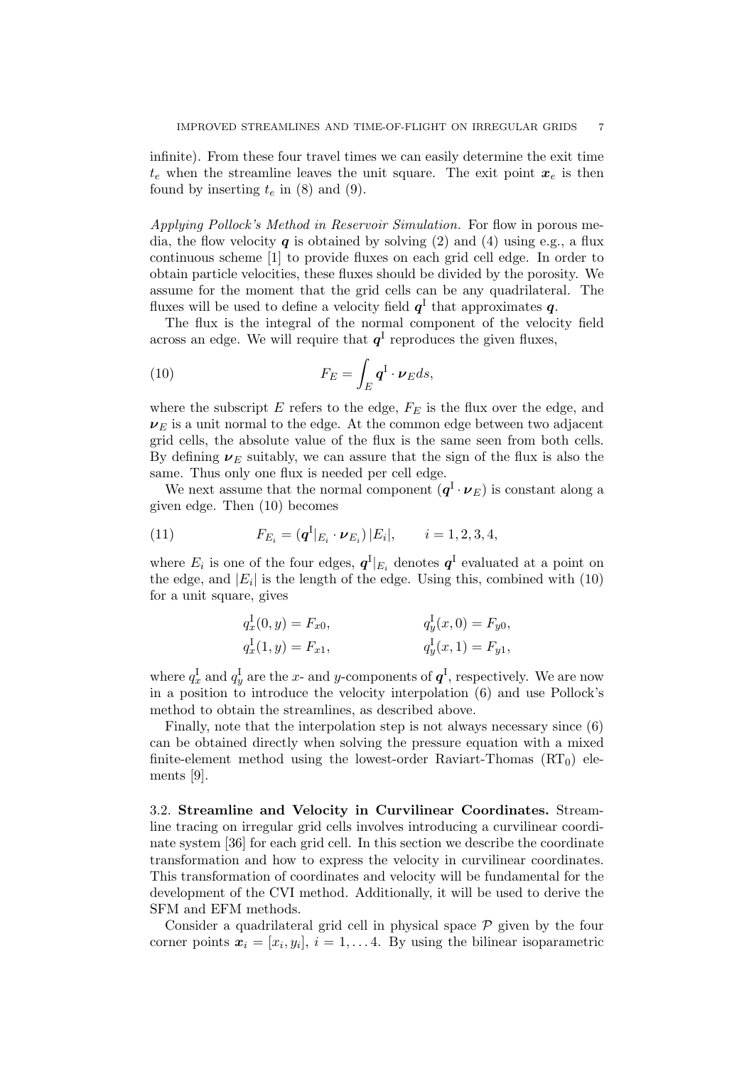infinite). From these four travel times we can easily determine the exit time $t_e$ when the streamline leaves the unit square. The exit point $\boldsymbol{x}_e$ is then found by inserting $t_e$ in (8) and (9).

*Applying Pollock's Method in Reservoir Simulation.* For flow in porous media, the flow velocity $\boldsymbol{q}$ is obtained by solving (2) and (4) using e.g., a flux continuous scheme [1] to provide fluxes on each grid cell edge. In order to obtain particle velocities, these fluxes should be divided by the porosity. We assume for the moment that the grid cells can be any quadrilateral. The fluxes will be used to define a velocity field $\boldsymbol{q}^{\mathrm{I}}$ that approximates $\boldsymbol{q}$.

The flux is the integral of the normal component of the velocity field across an edge. We will require that $\boldsymbol{q}^{\mathrm{I}}$ reproduces the given fluxes,

$$F_E = \int_E \boldsymbol{q}^{\mathrm{I}} \cdot \boldsymbol{\nu}_E ds, \tag{10}$$

where the subscript $E$ refers to the edge, $F_E$ is the flux over the edge, and $\boldsymbol{\nu}_E$ is a unit normal to the edge. At the common edge between two adjacent grid cells, the absolute value of the flux is the same seen from both cells. By defining $\boldsymbol{\nu}_E$ suitably, we can assure that the sign of the flux is also the same. Thus only one flux is needed per cell edge.

We next assume that the normal component $(\boldsymbol{q}^{\mathrm{I}} \cdot \boldsymbol{\nu}_E)$ is constant along a given edge. Then (10) becomes

$$F_{E_i} = (\boldsymbol{q}^{\mathrm{I}}|_{E_i} \cdot \boldsymbol{\nu}_{E_i})\,|E_i|, \qquad i = 1, 2, 3, 4, \tag{11}$$

where $E_i$ is one of the four edges, $\boldsymbol{q}^{\mathrm{I}}|_{E_i}$ denotes $\boldsymbol{q}^{\mathrm{I}}$ evaluated at a point on the edge, and $|E_i|$ is the length of the edge. Using this, combined with (10) for a unit square, gives

$$\begin{aligned} q_x^{\mathrm{I}}(0, y) &= F_{x0}, \qquad & q_y^{\mathrm{I}}(x, 0) &= F_{y0}, \\ q_x^{\mathrm{I}}(1, y) &= F_{x1}, \qquad & q_y^{\mathrm{I}}(x, 1) &= F_{y1}, \end{aligned}$$

where $q_x^{\mathrm{I}}$ and $q_y^{\mathrm{I}}$ are the $x$- and $y$-components of $\boldsymbol{q}^{\mathrm{I}}$, respectively. We are now in a position to introduce the velocity interpolation (6) and use Pollock's method to obtain the streamlines, as described above.

Finally, note that the interpolation step is not always necessary since (6) can be obtained directly when solving the pressure equation with a mixed finite-element method using the lowest-order Raviart-Thomas ($\mathrm{RT}_0$) elements [9].

### 3.2. Streamline and Velocity in Curvilinear Coordinates.

Streamline tracing on irregular grid cells involves introducing a curvilinear coordinate system [36] for each grid cell. In this section we describe the coordinate transformation and how to express the velocity in curvilinear coordinates. This transformation of coordinates and velocity will be fundamental for the development of the CVI method. Additionally, it will be used to derive the SFM and EFM methods.

Consider a quadrilateral grid cell in physical space $\mathcal{P}$ given by the four corner points $\boldsymbol{x}_i = [x_i, y_i]$, $i = 1, \ldots 4$. By using the bilinear isoparametric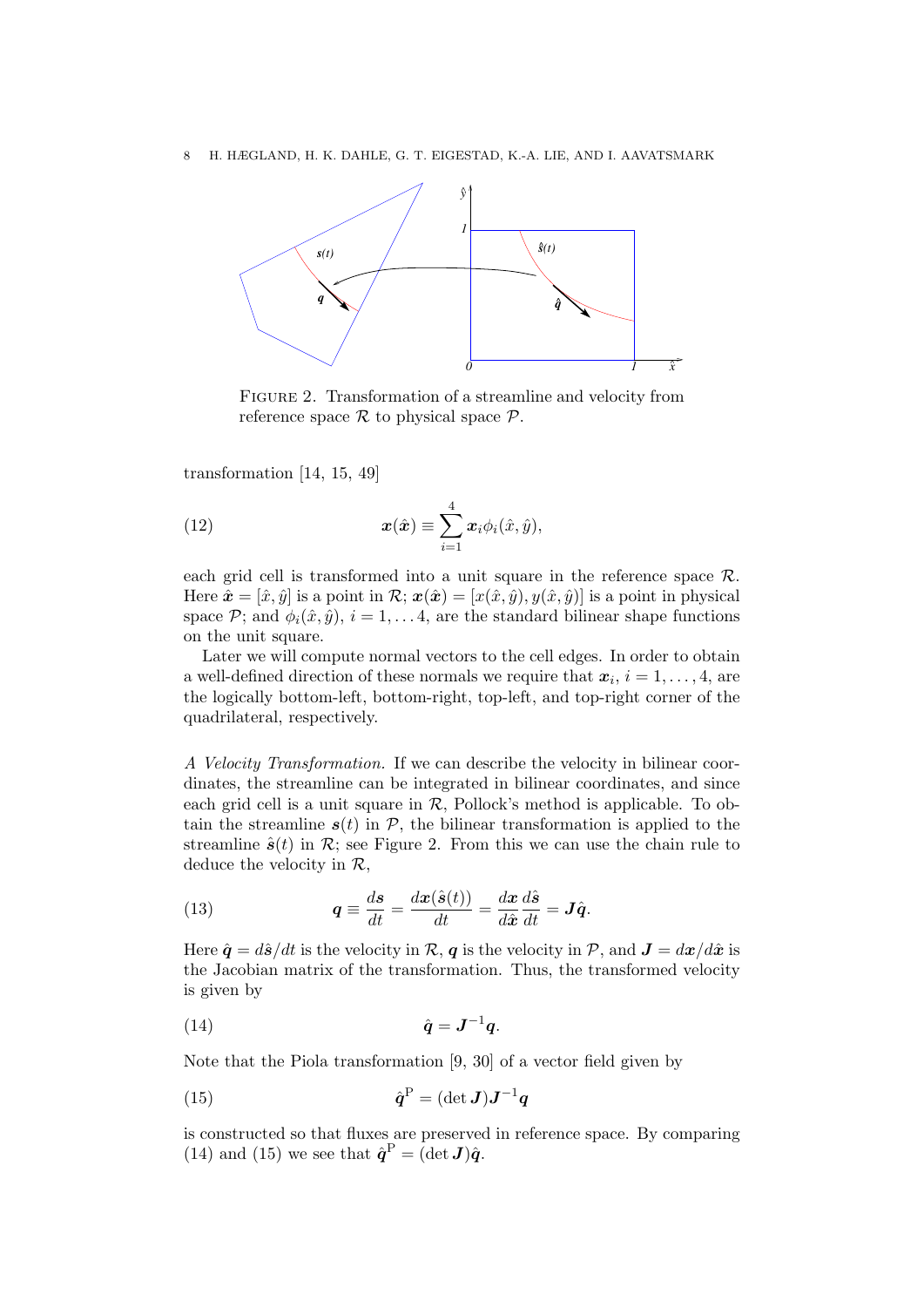FIGURE 2. Transformation of a streamline and velocity from reference space $\mathcal{R}$ to physical space $\mathcal{P}$.

transformation [14, 15, 49]

$$\boldsymbol{x}(\hat{\boldsymbol{x}}) \equiv \sum_{i=1}^{4} \boldsymbol{x}_i \phi_i(\hat{x}, \hat{y}), \tag{12}$$

each grid cell is transformed into a unit square in the reference space $\mathcal{R}$. Here $\hat{\boldsymbol{x}} = [\hat{x}, \hat{y}]$ is a point in $\mathcal{R}$; $\boldsymbol{x}(\hat{\boldsymbol{x}}) = [x(\hat{x}, \hat{y}), y(\hat{x}, \hat{y})]$ is a point in physical space $\mathcal{P}$; and $\phi_i(\hat{x}, \hat{y})$, $i = 1, \dots 4$, are the standard bilinear shape functions on the unit square.

Later we will compute normal vectors to the cell edges. In order to obtain a well-defined direction of these normals we require that $\boldsymbol{x}_i$, $i = 1, \dots, 4$, are the logically bottom-left, bottom-right, top-left, and top-right corner of the quadrilateral, respectively.

*A Velocity Transformation.* If we can describe the velocity in bilinear coordinates, the streamline can be integrated in bilinear coordinates, and since each grid cell is a unit square in $\mathcal{R}$, Pollock's method is applicable. To obtain the streamline $\boldsymbol{s}(t)$ in $\mathcal{P}$, the bilinear transformation is applied to the streamline $\hat{\boldsymbol{s}}(t)$ in $\mathcal{R}$; see Figure 2. From this we can use the chain rule to deduce the velocity in $\mathcal{R}$,

$$\boldsymbol{q} \equiv \frac{d\boldsymbol{s}}{dt} = \frac{d\boldsymbol{x}(\hat{\boldsymbol{s}}(t))}{dt} = \frac{d\boldsymbol{x}}{d\hat{\boldsymbol{x}}}\frac{d\hat{\boldsymbol{s}}}{dt} = \boldsymbol{J}\hat{\boldsymbol{q}}. \tag{13}$$

Here $\hat{\boldsymbol{q}} = d\hat{\boldsymbol{s}}/dt$ is the velocity in $\mathcal{R}$, $\boldsymbol{q}$ is the velocity in $\mathcal{P}$, and $\boldsymbol{J} = d\boldsymbol{x}/d\hat{\boldsymbol{x}}$ is the Jacobian matrix of the transformation. Thus, the transformed velocity is given by

$$\hat{\boldsymbol{q}} = \boldsymbol{J}^{-1}\boldsymbol{q}. \tag{14}$$

Note that the Piola transformation [9, 30] of a vector field given by

$$\hat{\boldsymbol{q}}^{\mathrm{P}} = (\det \boldsymbol{J})\boldsymbol{J}^{-1}\boldsymbol{q} \tag{15}$$

is constructed so that fluxes are preserved in reference space. By comparing (14) and (15) we see that $\hat{\boldsymbol{q}}^{\mathrm{P}} = (\det \boldsymbol{J})\hat{\boldsymbol{q}}$.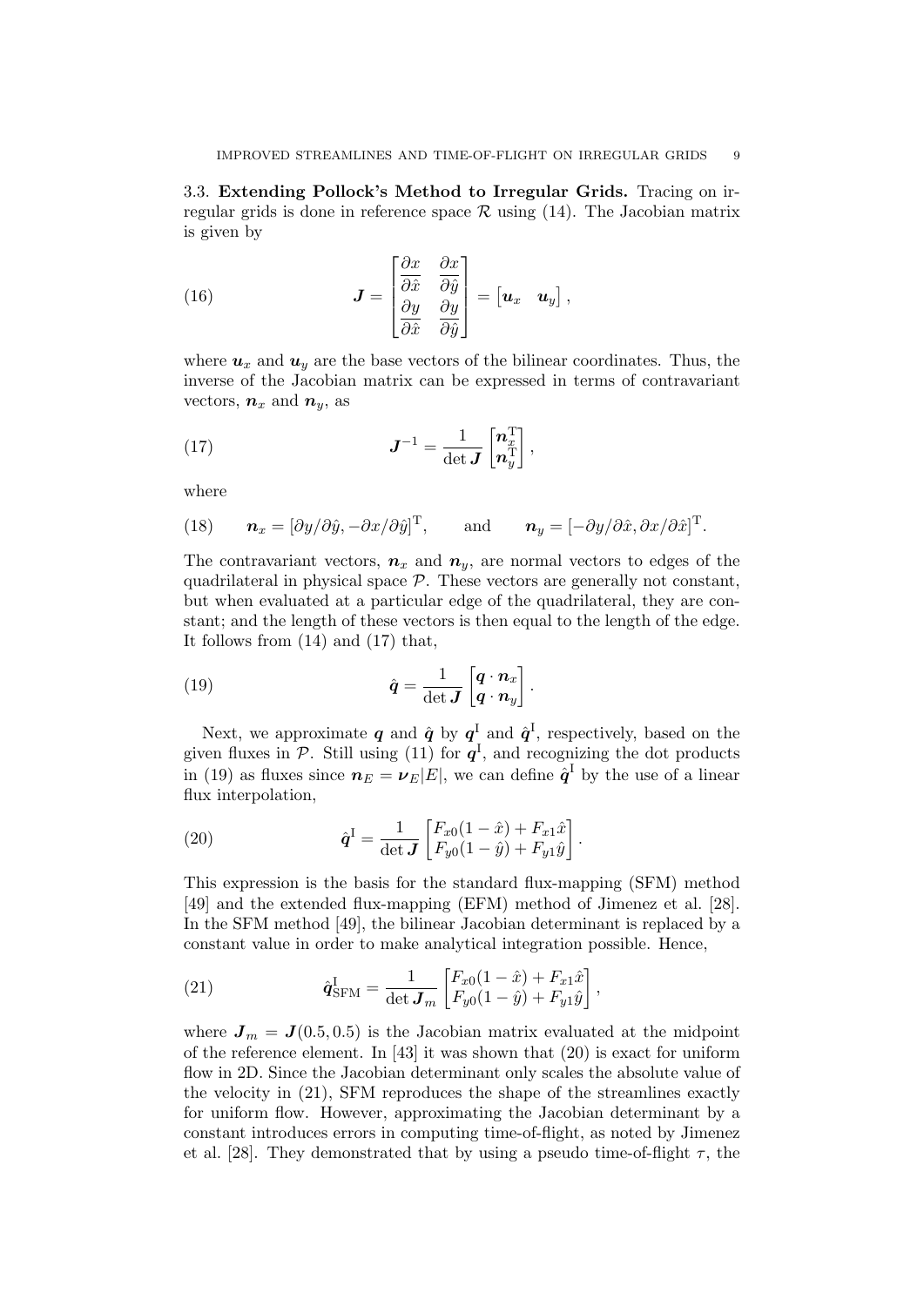3.3. **Extending Pollock's Method to Irregular Grids.** Tracing on irregular grids is done in reference space $\mathcal{R}$ using (14). The Jacobian matrix is given by

$$\boldsymbol{J} = \begin{bmatrix} \dfrac{\partial x}{\partial \hat{x}} & \dfrac{\partial x}{\partial \hat{y}} \\ \dfrac{\partial y}{\partial \hat{x}} & \dfrac{\partial y}{\partial \hat{y}} \end{bmatrix} = \begin{bmatrix} \boldsymbol{u}_x & \boldsymbol{u}_y \end{bmatrix}, \tag{16}$$

where $\boldsymbol{u}_x$ and $\boldsymbol{u}_y$ are the base vectors of the bilinear coordinates. Thus, the inverse of the Jacobian matrix can be expressed in terms of contravariant vectors, $\boldsymbol{n}_x$ and $\boldsymbol{n}_y$, as

$$\boldsymbol{J}^{-1} = \frac{1}{\det \boldsymbol{J}} \begin{bmatrix} \boldsymbol{n}_x^{\mathrm{T}} \\ \boldsymbol{n}_y^{\mathrm{T}} \end{bmatrix}, \tag{17}$$

where

$$\boldsymbol{n}_x = [\partial y/\partial \hat{y}, -\partial x/\partial \hat{y}]^{\mathrm{T}}, \qquad \text{and} \qquad \boldsymbol{n}_y = [-\partial y/\partial \hat{x}, \partial x/\partial \hat{x}]^{\mathrm{T}}. \tag{18}$$

The contravariant vectors, $\boldsymbol{n}_x$ and $\boldsymbol{n}_y$, are normal vectors to edges of the quadrilateral in physical space $\mathcal{P}$. These vectors are generally not constant, but when evaluated at a particular edge of the quadrilateral, they are constant; and the length of these vectors is then equal to the length of the edge. It follows from (14) and (17) that,

$$\hat{\boldsymbol{q}} = \frac{1}{\det \boldsymbol{J}} \begin{bmatrix} \boldsymbol{q} \cdot \boldsymbol{n}_x \\ \boldsymbol{q} \cdot \boldsymbol{n}_y \end{bmatrix}. \tag{19}$$

Next, we approximate $\boldsymbol{q}$ and $\hat{\boldsymbol{q}}$ by $\boldsymbol{q}^{\mathrm{I}}$ and $\hat{\boldsymbol{q}}^{\mathrm{I}}$, respectively, based on the given fluxes in $\mathcal{P}$. Still using (11) for $\boldsymbol{q}^{\mathrm{I}}$, and recognizing the dot products in (19) as fluxes since $\boldsymbol{n}_E = \boldsymbol{\nu}_E|E|$, we can define $\hat{\boldsymbol{q}}^{\mathrm{I}}$ by the use of a linear flux interpolation,

$$\hat{\boldsymbol{q}}^{\mathrm{I}} = \frac{1}{\det \boldsymbol{J}} \begin{bmatrix} F_{x0}(1-\hat{x}) + F_{x1}\hat{x} \\ F_{y0}(1-\hat{y}) + F_{y1}\hat{y} \end{bmatrix}. \tag{20}$$

This expression is the basis for the standard flux-mapping (SFM) method [49] and the extended flux-mapping (EFM) method of Jimenez et al. [28]. In the SFM method [49], the bilinear Jacobian determinant is replaced by a constant value in order to make analytical integration possible. Hence,

$$\hat{\boldsymbol{q}}^{\mathrm{I}}_{\mathrm{SFM}} = \frac{1}{\det \boldsymbol{J}_m} \begin{bmatrix} F_{x0}(1-\hat{x}) + F_{x1}\hat{x} \\ F_{y0}(1-\hat{y}) + F_{y1}\hat{y} \end{bmatrix}, \tag{21}$$

where $\boldsymbol{J}_m = \boldsymbol{J}(0.5, 0.5)$ is the Jacobian matrix evaluated at the midpoint of the reference element. In [43] it was shown that (20) is exact for uniform flow in 2D. Since the Jacobian determinant only scales the absolute value of the velocity in (21), SFM reproduces the shape of the streamlines exactly for uniform flow. However, approximating the Jacobian determinant by a constant introduces errors in computing time-of-flight, as noted by Jimenez et al. [28]. They demonstrated that by using a pseudo time-of-flight $\tau$, the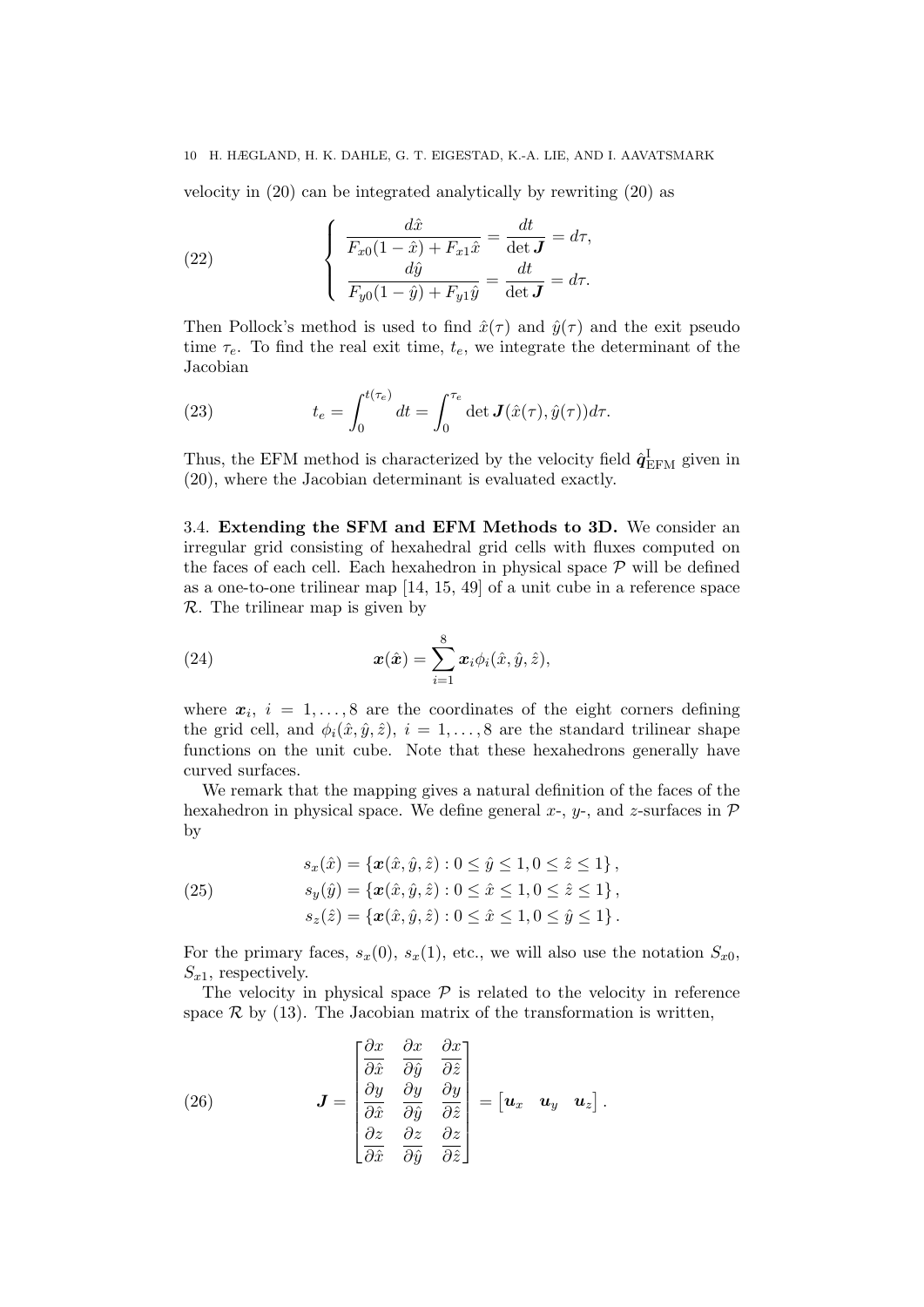velocity in (20) can be integrated analytically by rewriting (20) as

$$
\begin{cases} \dfrac{d\hat{x}}{F_{x0}(1-\hat{x}) + F_{x1}\hat{x}} = \dfrac{dt}{\det \boldsymbol{J}} = d\tau, \\[2ex] \dfrac{d\hat{y}}{F_{y0}(1-\hat{y}) + F_{y1}\hat{y}} = \dfrac{dt}{\det \boldsymbol{J}} = d\tau. \end{cases} \tag{22}
$$

Then Pollock's method is used to find $\hat{x}(\tau)$ and $\hat{y}(\tau)$ and the exit pseudo time $\tau_e$. To find the real exit time, $t_e$, we integrate the determinant of the Jacobian

$$
t_e = \int_0^{t(\tau_e)} dt = \int_0^{\tau_e} \det \boldsymbol{J}(\hat{x}(\tau), \hat{y}(\tau)) d\tau. \tag{23}
$$

Thus, the EFM method is characterized by the velocity field $\hat{\boldsymbol{q}}^{\mathrm{I}}_{\mathrm{EFM}}$ given in (20), where the Jacobian determinant is evaluated exactly.

### 3.4. Extending the SFM and EFM Methods to 3D.

We consider an irregular grid consisting of hexahedral grid cells with fluxes computed on the faces of each cell. Each hexahedron in physical space $\mathcal{P}$ will be defined as a one-to-one trilinear map [14, 15, 49] of a unit cube in a reference space $\mathcal{R}$. The trilinear map is given by

$$
\boldsymbol{x}(\hat{\boldsymbol{x}}) = \sum_{i=1}^{8} \boldsymbol{x}_i \phi_i(\hat{x}, \hat{y}, \hat{z}), \tag{24}
$$

where $\boldsymbol{x}_i$, $i = 1, \ldots, 8$ are the coordinates of the eight corners defining the grid cell, and $\phi_i(\hat{x}, \hat{y}, \hat{z})$, $i = 1, \ldots, 8$ are the standard trilinear shape functions on the unit cube. Note that these hexahedrons generally have curved surfaces.

We remark that the mapping gives a natural definition of the faces of the hexahedron in physical space. We define general $x$-, $y$-, and $z$-surfaces in $\mathcal{P}$ by

$$
\begin{aligned}
s_x(\hat{x}) &= \{\boldsymbol{x}(\hat{x}, \hat{y}, \hat{z}) : 0 \le \hat{y} \le 1, 0 \le \hat{z} \le 1\}, \\
s_y(\hat{y}) &= \{\boldsymbol{x}(\hat{x}, \hat{y}, \hat{z}) : 0 \le \hat{x} \le 1, 0 \le \hat{z} \le 1\}, \\
s_z(\hat{z}) &= \{\boldsymbol{x}(\hat{x}, \hat{y}, \hat{z}) : 0 \le \hat{x} \le 1, 0 \le \hat{y} \le 1\}.
\end{aligned} \tag{25}
$$

For the primary faces, $s_x(0)$, $s_x(1)$, etc., we will also use the notation $S_{x0}$, $S_{x1}$, respectively.

The velocity in physical space $\mathcal{P}$ is related to the velocity in reference space $\mathcal{R}$ by (13). The Jacobian matrix of the transformation is written,

$$
\boldsymbol{J} = \begin{bmatrix} \dfrac{\partial x}{\partial \hat{x}} & \dfrac{\partial x}{\partial \hat{y}} & \dfrac{\partial x}{\partial \hat{z}} \\[2ex] \dfrac{\partial y}{\partial \hat{x}} & \dfrac{\partial y}{\partial \hat{y}} & \dfrac{\partial y}{\partial \hat{z}} \\[2ex] \dfrac{\partial z}{\partial \hat{x}} & \dfrac{\partial z}{\partial \hat{y}} & \dfrac{\partial z}{\partial \hat{z}} \end{bmatrix} = \begin{bmatrix} \boldsymbol{u}_x & \boldsymbol{u}_y & \boldsymbol{u}_z \end{bmatrix}. \tag{26}
$$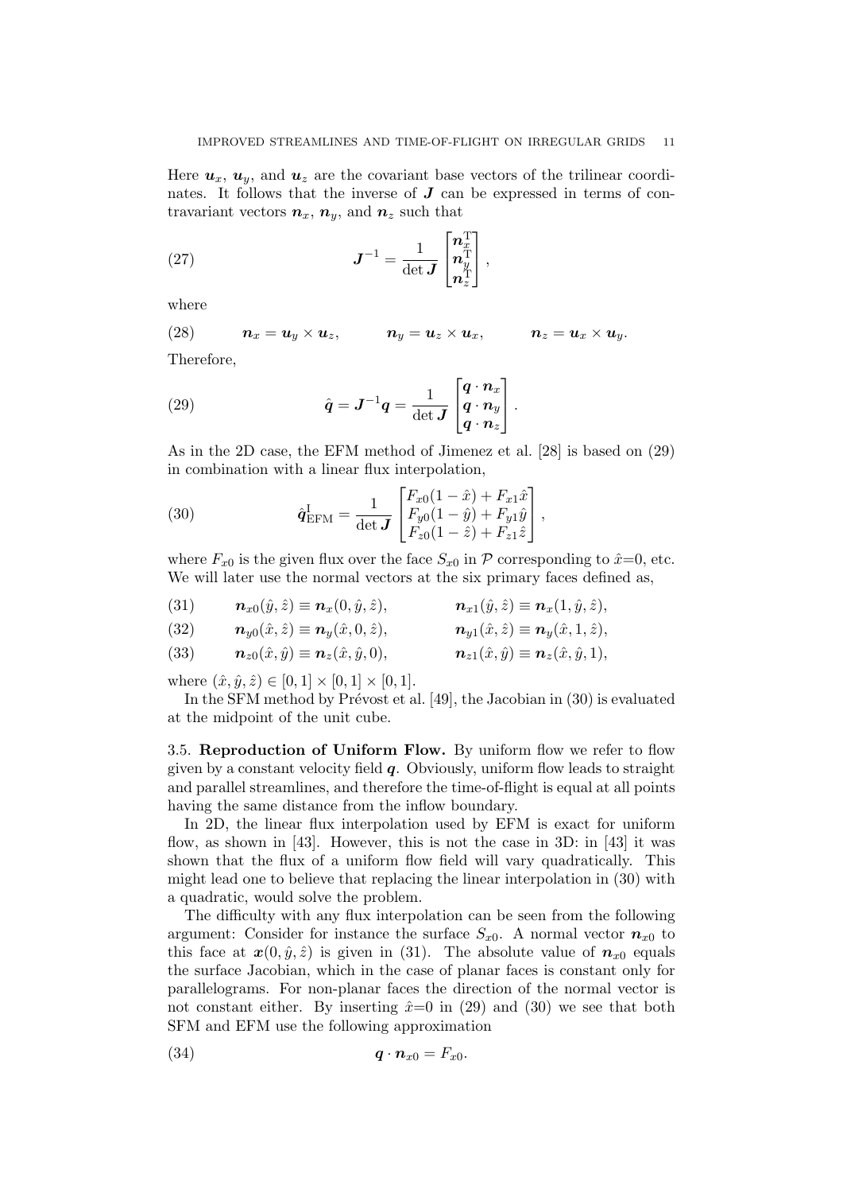Here $\boldsymbol{u}_x$, $\boldsymbol{u}_y$, and $\boldsymbol{u}_z$ are the covariant base vectors of the trilinear coordinates. It follows that the inverse of $\boldsymbol{J}$ can be expressed in terms of contravariant vectors $\boldsymbol{n}_x$, $\boldsymbol{n}_y$, and $\boldsymbol{n}_z$ such that

$$\boldsymbol{J}^{-1} = \frac{1}{\det \boldsymbol{J}} \begin{bmatrix} \boldsymbol{n}_x^{\mathrm{T}} \\ \boldsymbol{n}_y^{\mathrm{T}} \\ \boldsymbol{n}_z^{\mathrm{T}} \end{bmatrix}, \tag{27}$$

where

$$\boldsymbol{n}_x = \boldsymbol{u}_y \times \boldsymbol{u}_z, \qquad \boldsymbol{n}_y = \boldsymbol{u}_z \times \boldsymbol{u}_x, \qquad \boldsymbol{n}_z = \boldsymbol{u}_x \times \boldsymbol{u}_y. \tag{28}$$

Therefore,

$$\hat{\boldsymbol{q}} = \boldsymbol{J}^{-1}\boldsymbol{q} = \frac{1}{\det \boldsymbol{J}} \begin{bmatrix} \boldsymbol{q}\cdot\boldsymbol{n}_x \\ \boldsymbol{q}\cdot\boldsymbol{n}_y \\ \boldsymbol{q}\cdot\boldsymbol{n}_z \end{bmatrix}. \tag{29}$$

As in the 2D case, the EFM method of Jimenez et al. [28] is based on (29) in combination with a linear flux interpolation,

$$\hat{\boldsymbol{q}}^{\mathrm{I}}_{\mathrm{EFM}} = \frac{1}{\det \boldsymbol{J}} \begin{bmatrix} F_{x0}(1-\hat{x}) + F_{x1}\hat{x} \\ F_{y0}(1-\hat{y}) + F_{y1}\hat{y} \\ F_{z0}(1-\hat{z}) + F_{z1}\hat{z} \end{bmatrix}, \tag{30}$$

where $F_{x0}$ is the given flux over the face $S_{x0}$ in $\mathcal{P}$ corresponding to $\hat{x}$=0, etc. We will later use the normal vectors at the six primary faces defined as,

$$\boldsymbol{n}_{x0}(\hat{y},\hat{z}) \equiv \boldsymbol{n}_x(0,\hat{y},\hat{z}), \qquad \boldsymbol{n}_{x1}(\hat{y},\hat{z}) \equiv \boldsymbol{n}_x(1,\hat{y},\hat{z}), \tag{31}$$

$$\boldsymbol{n}_{y0}(\hat{x},\hat{z}) \equiv \boldsymbol{n}_y(\hat{x},0,\hat{z}), \qquad \boldsymbol{n}_{y1}(\hat{x},\hat{z}) \equiv \boldsymbol{n}_y(\hat{x},1,\hat{z}), \tag{32}$$

$$\boldsymbol{n}_{z0}(\hat{x},\hat{y}) \equiv \boldsymbol{n}_z(\hat{x},\hat{y},0), \qquad \boldsymbol{n}_{z1}(\hat{x},\hat{y}) \equiv \boldsymbol{n}_z(\hat{x},\hat{y},1), \tag{33}$$

where $(\hat{x},\hat{y},\hat{z}) \in [0,1]\times[0,1]\times[0,1]$.

In the SFM method by Prévost et al. [49], the Jacobian in (30) is evaluated at the midpoint of the unit cube.

**3.5. Reproduction of Uniform Flow.** By uniform flow we refer to flow given by a constant velocity field $\boldsymbol{q}$. Obviously, uniform flow leads to straight and parallel streamlines, and therefore the time-of-flight is equal at all points having the same distance from the inflow boundary.

In 2D, the linear flux interpolation used by EFM is exact for uniform flow, as shown in [43]. However, this is not the case in 3D: in [43] it was shown that the flux of a uniform flow field will vary quadratically. This might lead one to believe that replacing the linear interpolation in (30) with a quadratic, would solve the problem.

The difficulty with any flux interpolation can be seen from the following argument: Consider for instance the surface $S_{x0}$. A normal vector $\boldsymbol{n}_{x0}$ to this face at $\boldsymbol{x}(0,\hat{y},\hat{z})$ is given in (31). The absolute value of $\boldsymbol{n}_{x0}$ equals the surface Jacobian, which in the case of planar faces is constant only for parallelograms. For non-planar faces the direction of the normal vector is not constant either. By inserting $\hat{x}$=0 in (29) and (30) we see that both SFM and EFM use the following approximation

$$\boldsymbol{q}\cdot\boldsymbol{n}_{x0} = F_{x0}. \tag{34}$$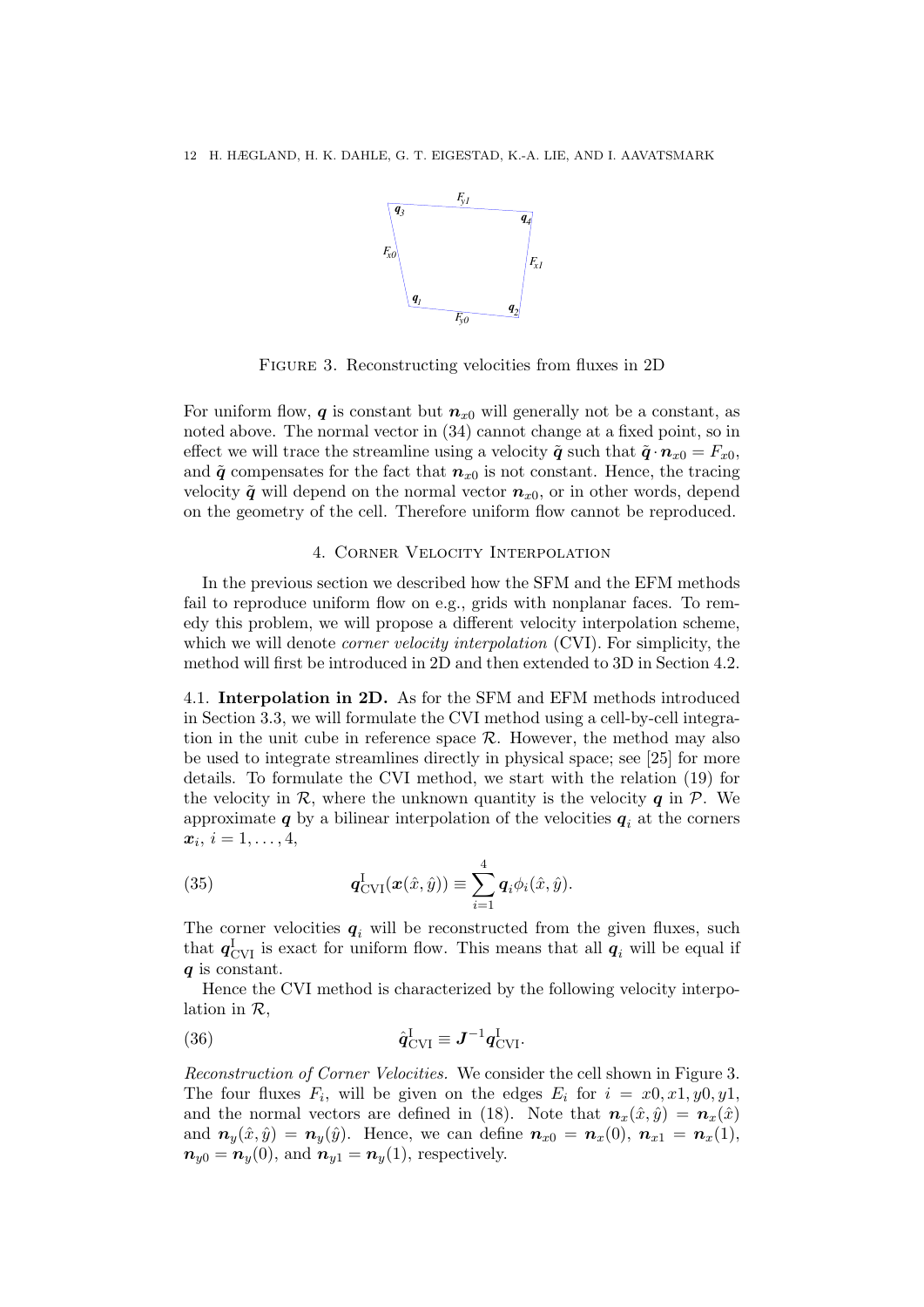FIGURE 3. Reconstructing velocities from fluxes in 2D

For uniform flow, $\boldsymbol{q}$ is constant but $\boldsymbol{n}_{x0}$ will generally not be a constant, as noted above. The normal vector in (34) cannot change at a fixed point, so in effect we will trace the streamline using a velocity $\tilde{\boldsymbol{q}}$ such that $\tilde{\boldsymbol{q}} \cdot \boldsymbol{n}_{x0} = F_{x0}$, and $\tilde{\boldsymbol{q}}$ compensates for the fact that $\boldsymbol{n}_{x0}$ is not constant. Hence, the tracing velocity $\tilde{\boldsymbol{q}}$ will depend on the normal vector $\boldsymbol{n}_{x0}$, or in other words, depend on the geometry of the cell. Therefore uniform flow cannot be reproduced.

## 4. Corner Velocity Interpolation

In the previous section we described how the SFM and the EFM methods fail to reproduce uniform flow on e.g., grids with nonplanar faces. To remedy this problem, we will propose a different velocity interpolation scheme, which we will denote *corner velocity interpolation* (CVI). For simplicity, the method will first be introduced in 2D and then extended to 3D in Section 4.2.

**4.1. Interpolation in 2D.** As for the SFM and EFM methods introduced in Section 3.3, we will formulate the CVI method using a cell-by-cell integration in the unit cube in reference space $\mathcal{R}$. However, the method may also be used to integrate streamlines directly in physical space; see [25] for more details. To formulate the CVI method, we start with the relation (19) for the velocity in $\mathcal{R}$, where the unknown quantity is the velocity $\boldsymbol{q}$ in $\mathcal{P}$. We approximate $\boldsymbol{q}$ by a bilinear interpolation of the velocities $\boldsymbol{q}_i$ at the corners $\boldsymbol{x}_i$, $i = 1, \ldots, 4$,

$$\boldsymbol{q}^{\mathrm{I}}_{\mathrm{CVI}}(\boldsymbol{x}(\hat{x}, \hat{y})) \equiv \sum_{i=1}^{4} \boldsymbol{q}_i \phi_i(\hat{x}, \hat{y}). \tag{35}$$

The corner velocities $\boldsymbol{q}_i$ will be reconstructed from the given fluxes, such that $\boldsymbol{q}^{\mathrm{I}}_{\mathrm{CVI}}$ is exact for uniform flow. This means that all $\boldsymbol{q}_i$ will be equal if $\boldsymbol{q}$ is constant.

Hence the CVI method is characterized by the following velocity interpolation in $\mathcal{R}$,

$$\hat{\boldsymbol{q}}^{\mathrm{I}}_{\mathrm{CVI}} \equiv \boldsymbol{J}^{-1} \boldsymbol{q}^{\mathrm{I}}_{\mathrm{CVI}}. \tag{36}$$

*Reconstruction of Corner Velocities.* We consider the cell shown in Figure 3. The four fluxes $F_i$, will be given on the edges $E_i$ for $i = x0, x1, y0, y1$, and the normal vectors are defined in (18). Note that $\boldsymbol{n}_x(\hat{x}, \hat{y}) = \boldsymbol{n}_x(\hat{x})$ and $\boldsymbol{n}_y(\hat{x}, \hat{y}) = \boldsymbol{n}_y(\hat{y})$. Hence, we can define $\boldsymbol{n}_{x0} = \boldsymbol{n}_x(0)$, $\boldsymbol{n}_{x1} = \boldsymbol{n}_x(1)$, $\boldsymbol{n}_{y0} = \boldsymbol{n}_y(0)$, and $\boldsymbol{n}_{y1} = \boldsymbol{n}_y(1)$, respectively.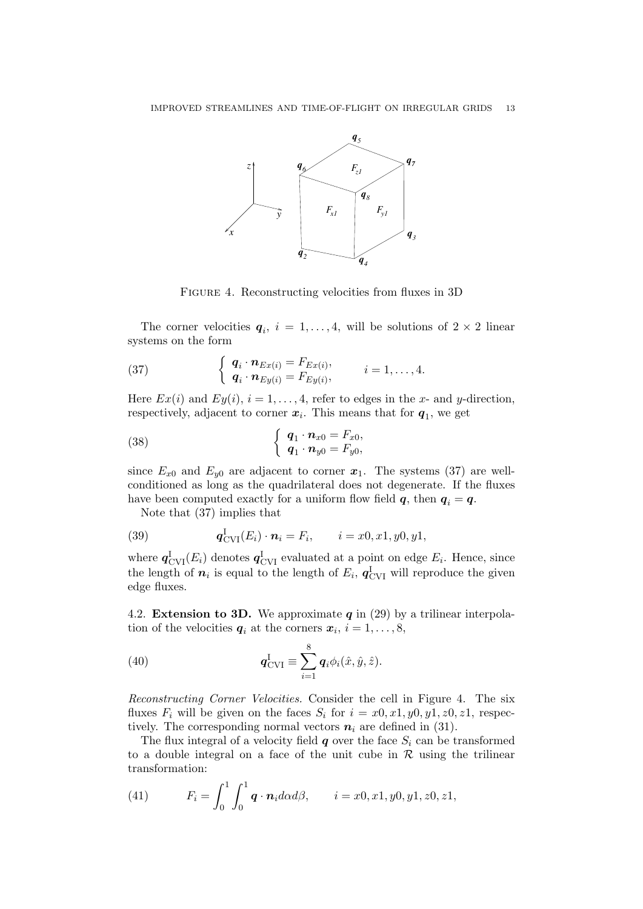FIGURE 4. Reconstructing velocities from fluxes in 3D

The corner velocities $\boldsymbol{q}_i$, $i = 1, \dots, 4$, will be solutions of $2 \times 2$ linear systems on the form

$$
\left\{ \begin{array}{l} \boldsymbol{q}_i \cdot \boldsymbol{n}_{Ex(i)} = F_{Ex(i)}, \\ \boldsymbol{q}_i \cdot \boldsymbol{n}_{Ey(i)} = F_{Ey(i)}, \end{array} \right. \qquad i = 1, \dots, 4. \tag{37}
$$

Here $Ex(i)$ and $Ey(i)$, $i = 1, \dots, 4$, refer to edges in the $x$- and $y$-direction, respectively, adjacent to corner $\boldsymbol{x}_i$. This means that for $\boldsymbol{q}_1$, we get

$$
\left\{ \begin{array}{l} \boldsymbol{q}_1 \cdot \boldsymbol{n}_{x0} = F_{x0}, \\ \boldsymbol{q}_1 \cdot \boldsymbol{n}_{y0} = F_{y0}, \end{array} \right. \tag{38}
$$

since $E_{x0}$ and $E_{y0}$ are adjacent to corner $\boldsymbol{x}_1$. The systems (37) are well-conditioned as long as the quadrilateral does not degenerate. If the fluxes have been computed exactly for a uniform flow field $\boldsymbol{q}$, then $\boldsymbol{q}_i = \boldsymbol{q}$.

Note that (37) implies that

$$
\boldsymbol{q}^{\mathrm{I}}_{\mathrm{CVI}}(E_i) \cdot \boldsymbol{n}_i = F_i, \qquad i = x0, x1, y0, y1, \tag{39}
$$

where $\boldsymbol{q}^{\mathrm{I}}_{\mathrm{CVI}}(E_i)$ denotes $\boldsymbol{q}^{\mathrm{I}}_{\mathrm{CVI}}$ evaluated at a point on edge $E_i$. Hence, since the length of $\boldsymbol{n}_i$ is equal to the length of $E_i$, $\boldsymbol{q}^{\mathrm{I}}_{\mathrm{CVI}}$ will reproduce the given edge fluxes.

### 4.2. Extension to 3D.

We approximate $\boldsymbol{q}$ in (29) by a trilinear interpolation of the velocities $\boldsymbol{q}_i$ at the corners $\boldsymbol{x}_i$, $i = 1, \dots, 8$,

$$
\boldsymbol{q}^{\mathrm{I}}_{\mathrm{CVI}} \equiv \sum_{i=1}^{8} \boldsymbol{q}_i \phi_i(\hat{x}, \hat{y}, \hat{z}). \tag{40}
$$

*Reconstructing Corner Velocities.* Consider the cell in Figure 4. The six fluxes $F_i$ will be given on the faces $S_i$ for $i = x0, x1, y0, y1, z0, z1$, respectively. The corresponding normal vectors $\boldsymbol{n}_i$ are defined in (31).

The flux integral of a velocity field $\boldsymbol{q}$ over the face $S_i$ can be transformed to a double integral on a face of the unit cube in $\mathcal{R}$ using the trilinear transformation:

$$
F_i = \int_0^1 \int_0^1 \boldsymbol{q} \cdot \boldsymbol{n}_i d\alpha d\beta, \qquad i = x0, x1, y0, y1, z0, z1, \tag{41}
$$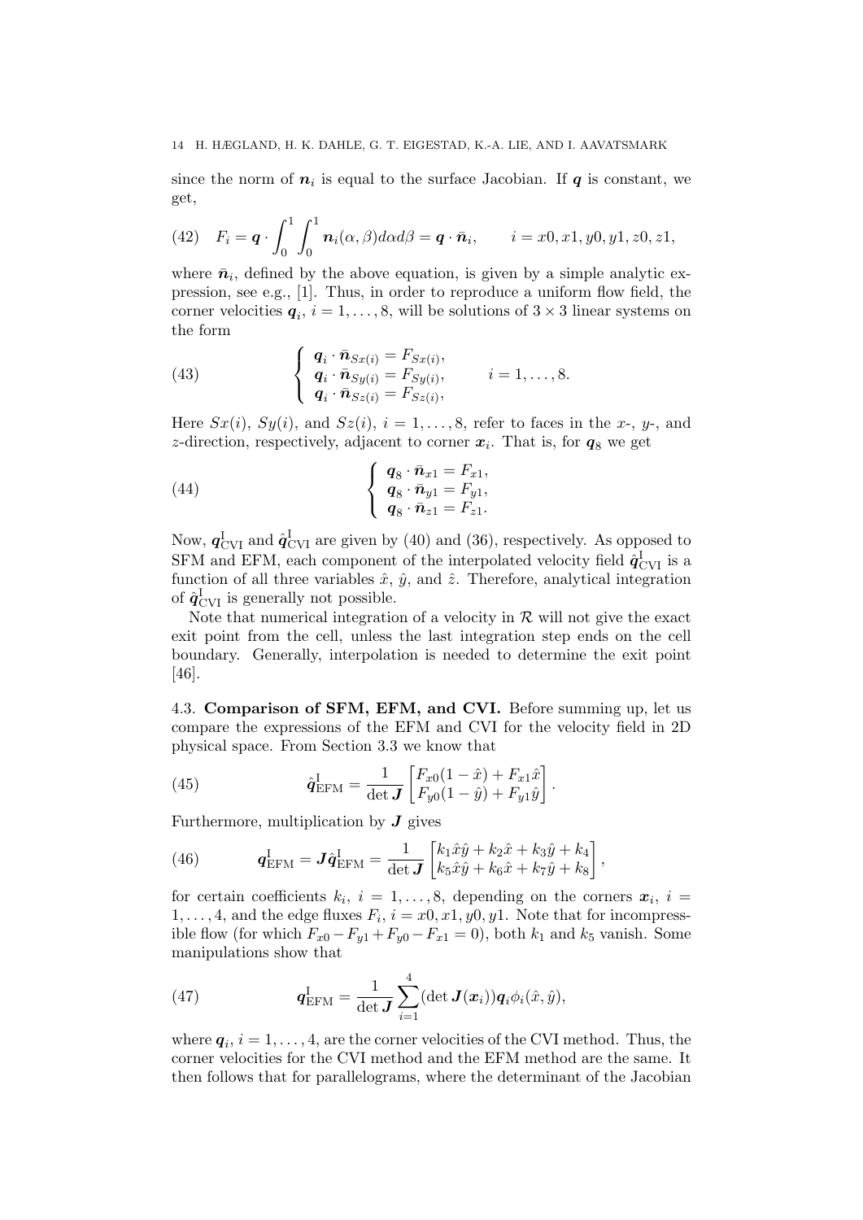since the norm of $\boldsymbol{n}_i$ is equal to the surface Jacobian. If $\boldsymbol{q}$ is constant, we get,

$$F_i = \boldsymbol{q} \cdot \int_0^1 \int_0^1 \boldsymbol{n}_i(\alpha, \beta) d\alpha d\beta = \boldsymbol{q} \cdot \bar{\boldsymbol{n}}_i, \qquad i = x0, x1, y0, y1, z0, z1, \tag{42}$$

where $\bar{\boldsymbol{n}}_i$, defined by the above equation, is given by a simple analytic expression, see e.g., [1]. Thus, in order to reproduce a uniform flow field, the corner velocities $\boldsymbol{q}_i$, $i = 1, \ldots, 8$, will be solutions of $3 \times 3$ linear systems on the form

$$\left\{ \begin{array}{l} \boldsymbol{q}_i \cdot \bar{\boldsymbol{n}}_{Sx(i)} = F_{Sx(i)}, \\ \boldsymbol{q}_i \cdot \bar{\boldsymbol{n}}_{Sy(i)} = F_{Sy(i)}, \\ \boldsymbol{q}_i \cdot \bar{\boldsymbol{n}}_{Sz(i)} = F_{Sz(i)}, \end{array} \right. \qquad i = 1, \ldots, 8. \tag{43}$$

Here $Sx(i)$, $Sy(i)$, and $Sz(i)$, $i = 1, \ldots, 8$, refer to faces in the $x$-, $y$-, and $z$-direction, respectively, adjacent to corner $\boldsymbol{x}_i$. That is, for $\boldsymbol{q}_8$ we get

$$\left\{ \begin{array}{l} \boldsymbol{q}_8 \cdot \bar{\boldsymbol{n}}_{x1} = F_{x1}, \\ \boldsymbol{q}_8 \cdot \bar{\boldsymbol{n}}_{y1} = F_{y1}, \\ \boldsymbol{q}_8 \cdot \bar{\boldsymbol{n}}_{z1} = F_{z1}. \end{array} \right. \tag{44}$$

Now, $\boldsymbol{q}^{\mathrm{I}}_{\mathrm{CVI}}$ and $\hat{\boldsymbol{q}}^{\mathrm{I}}_{\mathrm{CVI}}$ are given by (40) and (36), respectively. As opposed to SFM and EFM, each component of the interpolated velocity field $\hat{\boldsymbol{q}}^{\mathrm{I}}_{\mathrm{CVI}}$ is a function of all three variables $\hat{x}$, $\hat{y}$, and $\hat{z}$. Therefore, analytical integration of $\hat{\boldsymbol{q}}^{\mathrm{I}}_{\mathrm{CVI}}$ is generally not possible.

Note that numerical integration of a velocity in $\mathcal{R}$ will not give the exact exit point from the cell, unless the last integration step ends on the cell boundary. Generally, interpolation is needed to determine the exit point [46].

4.3. **Comparison of SFM, EFM, and CVI.** Before summing up, let us compare the expressions of the EFM and CVI for the velocity field in 2D physical space. From Section 3.3 we know that

$$\hat{\boldsymbol{q}}^{\mathrm{I}}_{\mathrm{EFM}} = \frac{1}{\det \boldsymbol{J}} \begin{bmatrix} F_{x0}(1-\hat{x}) + F_{x1}\hat{x} \\ F_{y0}(1-\hat{y}) + F_{y1}\hat{y} \end{bmatrix}. \tag{45}$$

Furthermore, multiplication by $\boldsymbol{J}$ gives

$$\boldsymbol{q}^{\mathrm{I}}_{\mathrm{EFM}} = \boldsymbol{J}\hat{\boldsymbol{q}}^{\mathrm{I}}_{\mathrm{EFM}} = \frac{1}{\det \boldsymbol{J}} \begin{bmatrix} k_1\hat{x}\hat{y} + k_2\hat{x} + k_3\hat{y} + k_4 \\ k_5\hat{x}\hat{y} + k_6\hat{x} + k_7\hat{y} + k_8 \end{bmatrix}, \tag{46}$$

for certain coefficients $k_i$, $i = 1, \ldots, 8$, depending on the corners $\boldsymbol{x}_i$, $i = 1, \ldots, 4$, and the edge fluxes $F_i$, $i = x0, x1, y0, y1$. Note that for incompressible flow (for which $F_{x0} - F_{y1} + F_{y0} - F_{x1} = 0$), both $k_1$ and $k_5$ vanish. Some manipulations show that

$$\boldsymbol{q}^{\mathrm{I}}_{\mathrm{EFM}} = \frac{1}{\det \boldsymbol{J}} \sum_{i=1}^{4} (\det \boldsymbol{J}(\boldsymbol{x}_i)) \boldsymbol{q}_i \phi_i(\hat{x}, \hat{y}), \tag{47}$$

where $\boldsymbol{q}_i$, $i = 1, \ldots, 4$, are the corner velocities of the CVI method. Thus, the corner velocities for the CVI method and the EFM method are the same. It then follows that for parallelograms, where the determinant of the Jacobian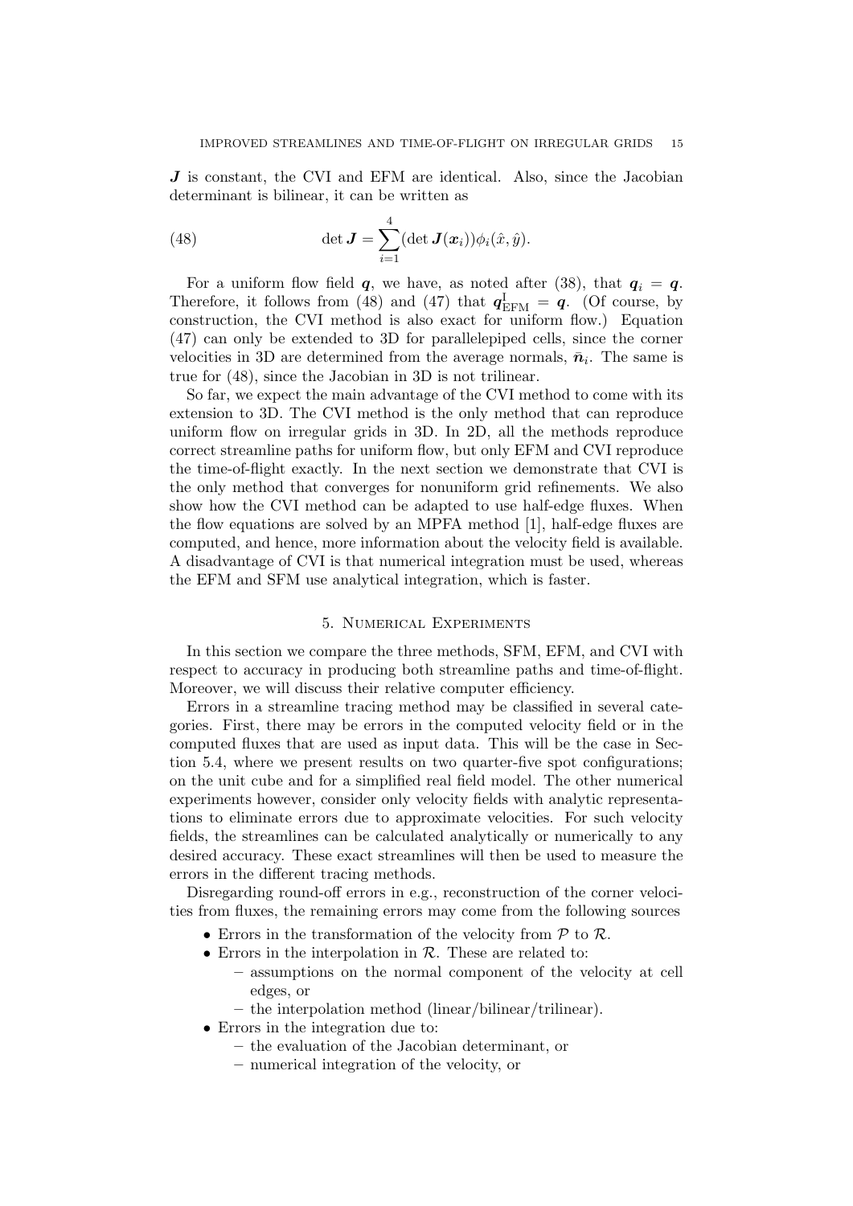$\boldsymbol{J}$ is constant, the CVI and EFM are identical. Also, since the Jacobian determinant is bilinear, it can be written as

$$\det \boldsymbol{J} = \sum_{i=1}^{4} (\det \boldsymbol{J}(\boldsymbol{x}_i))\phi_i(\hat{x}, \hat{y}). \tag{48}$$

For a uniform flow field $\boldsymbol{q}$, we have, as noted after (38), that $\boldsymbol{q}_i = \boldsymbol{q}$. Therefore, it follows from (48) and (47) that $\boldsymbol{q}^{\mathrm{I}}_{\mathrm{EFM}} = \boldsymbol{q}$. (Of course, by construction, the CVI method is also exact for uniform flow.) Equation (47) can only be extended to 3D for parallelepiped cells, since the corner velocities in 3D are determined from the average normals, $\bar{\boldsymbol{n}}_i$. The same is true for (48), since the Jacobian in 3D is not trilinear.

So far, we expect the main advantage of the CVI method to come with its extension to 3D. The CVI method is the only method that can reproduce uniform flow on irregular grids in 3D. In 2D, all the methods reproduce correct streamline paths for uniform flow, but only EFM and CVI reproduce the time-of-flight exactly. In the next section we demonstrate that CVI is the only method that converges for nonuniform grid refinements. We also show how the CVI method can be adapted to use half-edge fluxes. When the flow equations are solved by an MPFA method [1], half-edge fluxes are computed, and hence, more information about the velocity field is available. A disadvantage of CVI is that numerical integration must be used, whereas the EFM and SFM use analytical integration, which is faster.

## 5. Numerical Experiments

In this section we compare the three methods, SFM, EFM, and CVI with respect to accuracy in producing both streamline paths and time-of-flight. Moreover, we will discuss their relative computer efficiency.

Errors in a streamline tracing method may be classified in several categories. First, there may be errors in the computed velocity field or in the computed fluxes that are used as input data. This will be the case in Section 5.4, where we present results on two quarter-five spot configurations; on the unit cube and for a simplified real field model. The other numerical experiments however, consider only velocity fields with analytic representations to eliminate errors due to approximate velocities. For such velocity fields, the streamlines can be calculated analytically or numerically to any desired accuracy. These exact streamlines will then be used to measure the errors in the different tracing methods.

Disregarding round-off errors in e.g., reconstruction of the corner velocities from fluxes, the remaining errors may come from the following sources

- Errors in the transformation of the velocity from $\mathcal{P}$ to $\mathcal{R}$.
- Errors in the interpolation in $\mathcal{R}$. These are related to:
  - assumptions on the normal component of the velocity at cell edges, or
  - the interpolation method (linear/bilinear/trilinear).
- Errors in the integration due to:
  - the evaluation of the Jacobian determinant, or
  - numerical integration of the velocity, or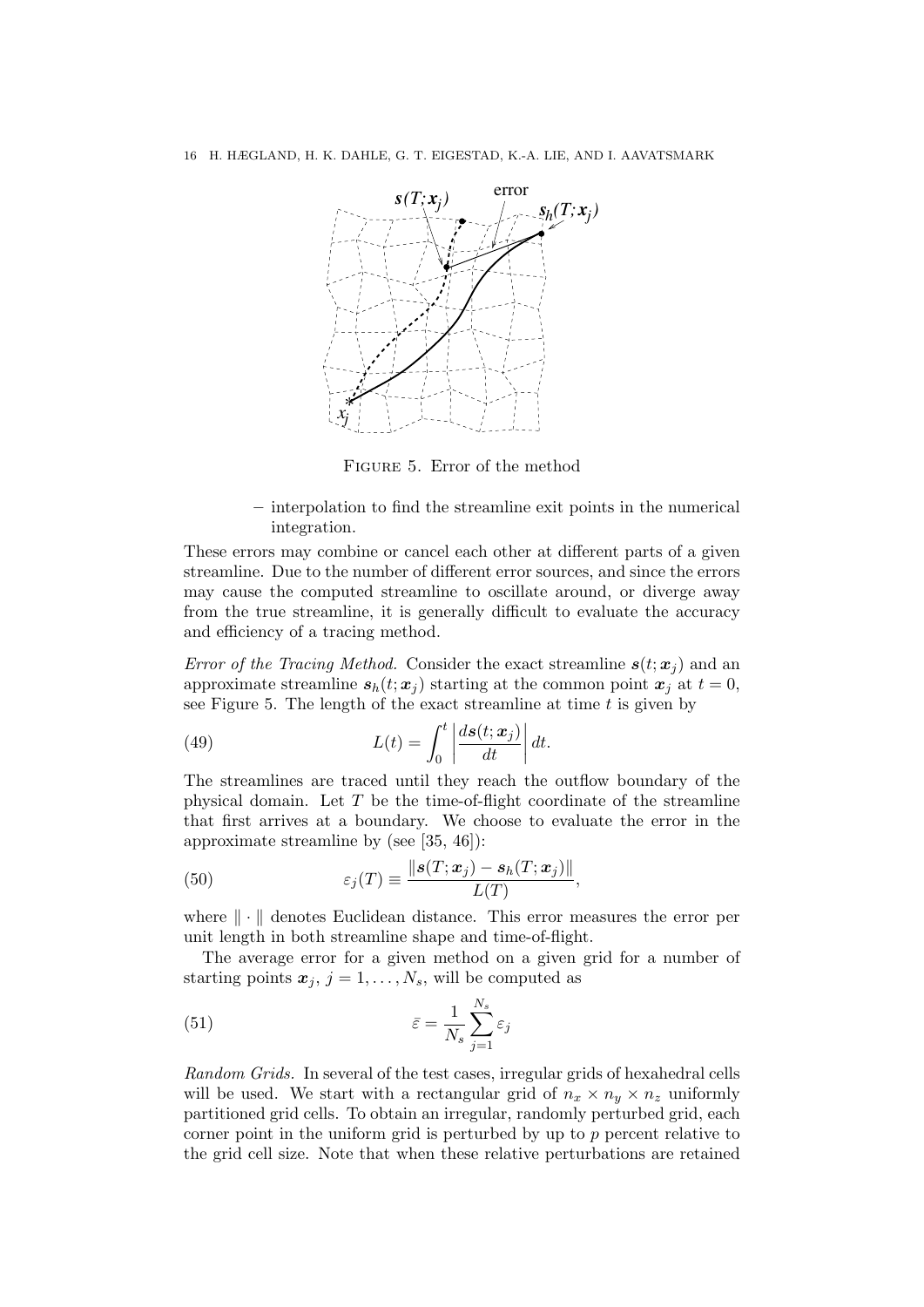FIGURE 5. Error of the method

– interpolation to find the streamline exit points in the numerical integration.

These errors may combine or cancel each other at different parts of a given streamline. Due to the number of different error sources, and since the errors may cause the computed streamline to oscillate around, or diverge away from the true streamline, it is generally difficult to evaluate the accuracy and efficiency of a tracing method.

*Error of the Tracing Method.* Consider the exact streamline $\boldsymbol{s}(t;\boldsymbol{x}_j)$ and an approximate streamline $\boldsymbol{s}_h(t;\boldsymbol{x}_j)$ starting at the common point $\boldsymbol{x}_j$ at $t=0$, see Figure 5. The length of the exact streamline at time $t$ is given by

$$L(t) = \int_0^t \left| \frac{d\boldsymbol{s}(t;\boldsymbol{x}_j)}{dt} \right| dt. \tag{49}$$

The streamlines are traced until they reach the outflow boundary of the physical domain. Let $T$ be the time-of-flight coordinate of the streamline that first arrives at a boundary. We choose to evaluate the error in the approximate streamline by (see [35, 46]):

$$\varepsilon_j(T) \equiv \frac{\|\boldsymbol{s}(T;\boldsymbol{x}_j) - \boldsymbol{s}_h(T;\boldsymbol{x}_j)\|}{L(T)}, \tag{50}$$

where $\|\cdot\|$ denotes Euclidean distance. This error measures the error per unit length in both streamline shape and time-of-flight.

The average error for a given method on a given grid for a number of starting points $\boldsymbol{x}_j$, $j = 1, \ldots, N_s$, will be computed as

$$\bar{\varepsilon} = \frac{1}{N_s} \sum_{j=1}^{N_s} \varepsilon_j \tag{51}$$

*Random Grids.* In several of the test cases, irregular grids of hexahedral cells will be used. We start with a rectangular grid of $n_x \times n_y \times n_z$ uniformly partitioned grid cells. To obtain an irregular, randomly perturbed grid, each corner point in the uniform grid is perturbed by up to $p$ percent relative to the grid cell size. Note that when these relative perturbations are retained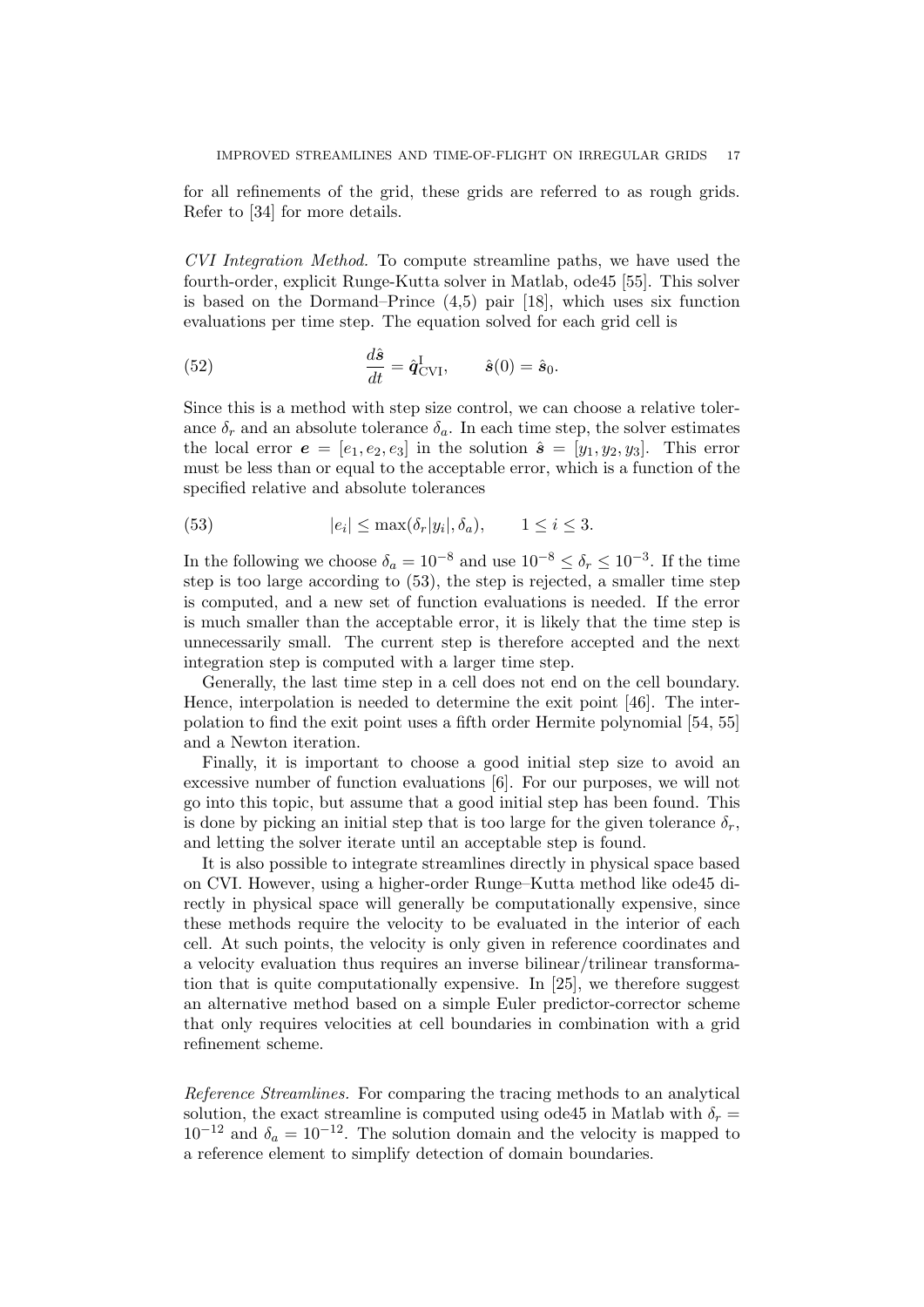for all refinements of the grid, these grids are referred to as rough grids. Refer to [34] for more details.

*CVI Integration Method.* To compute streamline paths, we have used the fourth-order, explicit Runge-Kutta solver in Matlab, ode45 [55]. This solver is based on the Dormand–Prince (4,5) pair [18], which uses six function evaluations per time step. The equation solved for each grid cell is

$$\frac{d\hat{\boldsymbol{s}}}{dt} = \hat{\boldsymbol{q}}^{\mathrm{I}}_{\mathrm{CVI}}, \qquad \hat{\boldsymbol{s}}(0) = \hat{\boldsymbol{s}}_0. \tag{52}$$

Since this is a method with step size control, we can choose a relative tolerance $\delta_r$ and an absolute tolerance $\delta_a$. In each time step, the solver estimates the local error $\boldsymbol{e} = [e_1, e_2, e_3]$ in the solution $\hat{\boldsymbol{s}} = [y_1, y_2, y_3]$. This error must be less than or equal to the acceptable error, which is a function of the specified relative and absolute tolerances

$$|e_i| \leq \max(\delta_r |y_i|, \delta_a), \qquad 1 \leq i \leq 3. \tag{53}$$

In the following we choose $\delta_a = 10^{-8}$ and use $10^{-8} \leq \delta_r \leq 10^{-3}$. If the time step is too large according to (53), the step is rejected, a smaller time step is computed, and a new set of function evaluations is needed. If the error is much smaller than the acceptable error, it is likely that the time step is unnecessarily small. The current step is therefore accepted and the next integration step is computed with a larger time step.

Generally, the last time step in a cell does not end on the cell boundary. Hence, interpolation is needed to determine the exit point [46]. The interpolation to find the exit point uses a fifth order Hermite polynomial [54, 55] and a Newton iteration.

Finally, it is important to choose a good initial step size to avoid an excessive number of function evaluations [6]. For our purposes, we will not go into this topic, but assume that a good initial step has been found. This is done by picking an initial step that is too large for the given tolerance $\delta_r$, and letting the solver iterate until an acceptable step is found.

It is also possible to integrate streamlines directly in physical space based on CVI. However, using a higher-order Runge–Kutta method like ode45 directly in physical space will generally be computationally expensive, since these methods require the velocity to be evaluated in the interior of each cell. At such points, the velocity is only given in reference coordinates and a velocity evaluation thus requires an inverse bilinear/trilinear transformation that is quite computationally expensive. In [25], we therefore suggest an alternative method based on a simple Euler predictor-corrector scheme that only requires velocities at cell boundaries in combination with a grid refinement scheme.

*Reference Streamlines.* For comparing the tracing methods to an analytical solution, the exact streamline is computed using ode45 in Matlab with $\delta_r = 10^{-12}$ and $\delta_a = 10^{-12}$. The solution domain and the velocity is mapped to a reference element to simplify detection of domain boundaries.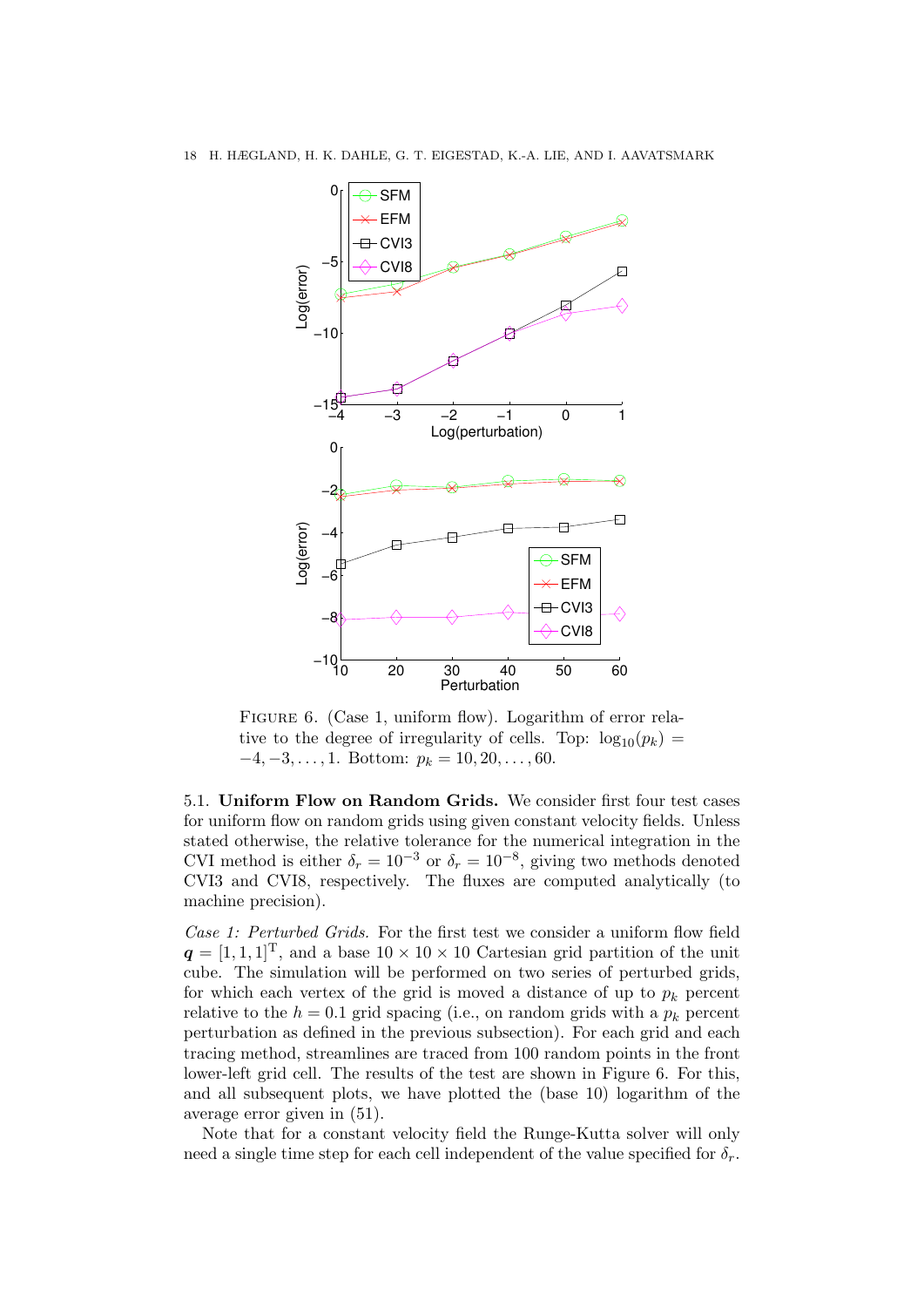FIGURE 6. (Case 1, uniform flow). Logarithm of error relative to the degree of irregularity of cells. Top: $\log_{10}(p_k) = -4, -3, \ldots, 1$. Bottom: $p_k = 10, 20, \ldots, 60$.

5.1. **Uniform Flow on Random Grids.** We consider first four test cases for uniform flow on random grids using given constant velocity fields. Unless stated otherwise, the relative tolerance for the numerical integration in the CVI method is either $\delta_r = 10^{-3}$ or $\delta_r = 10^{-8}$, giving two methods denoted CVI3 and CVI8, respectively. The fluxes are computed analytically (to machine precision).

*Case 1: Perturbed Grids.* For the first test we consider a uniform flow field $\boldsymbol{q} = [1, 1, 1]^{\mathrm{T}}$, and a base $10 \times 10 \times 10$ Cartesian grid partition of the unit cube. The simulation will be performed on two series of perturbed grids, for which each vertex of the grid is moved a distance of up to $p_k$ percent relative to the $h = 0.1$ grid spacing (i.e., on random grids with a $p_k$ percent perturbation as defined in the previous subsection). For each grid and each tracing method, streamlines are traced from 100 random points in the front lower-left grid cell. The results of the test are shown in Figure 6. For this, and all subsequent plots, we have plotted the (base 10) logarithm of the average error given in (51).

Note that for a constant velocity field the Runge-Kutta solver will only need a single time step for each cell independent of the value specified for $\delta_r$.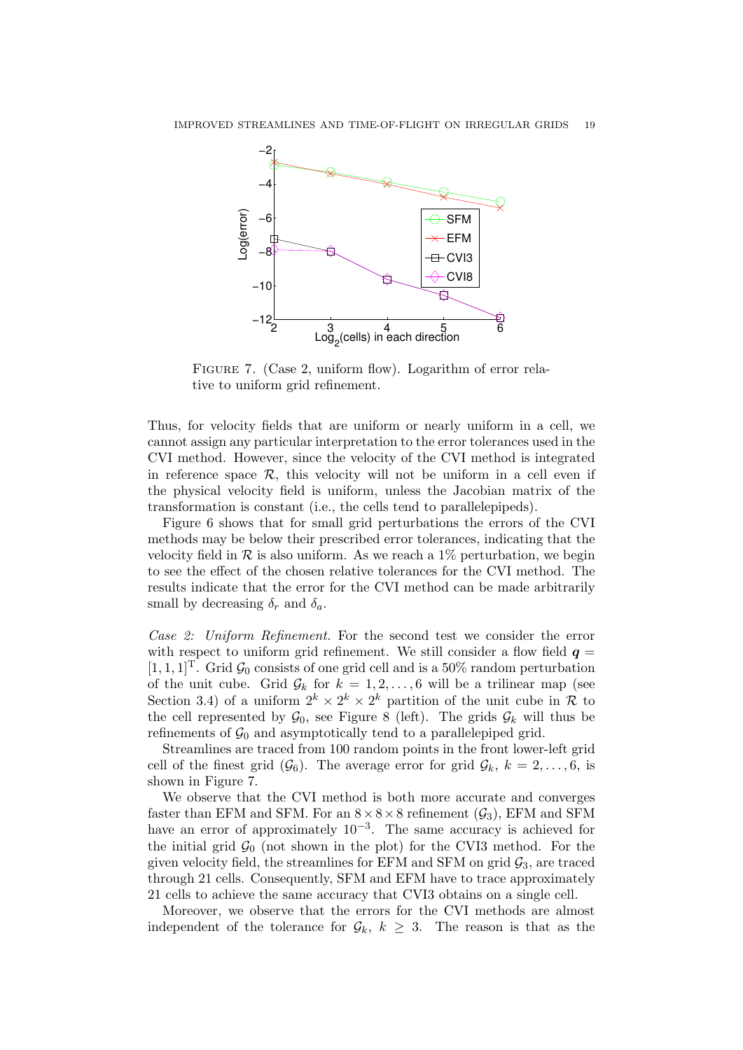FIGURE 7. (Case 2, uniform flow). Logarithm of error relative to uniform grid refinement.

Thus, for velocity fields that are uniform or nearly uniform in a cell, we cannot assign any particular interpretation to the error tolerances used in the CVI method. However, since the velocity of the CVI method is integrated in reference space $\mathcal{R}$, this velocity will not be uniform in a cell even if the physical velocity field is uniform, unless the Jacobian matrix of the transformation is constant (i.e., the cells tend to parallelepipeds).

Figure 6 shows that for small grid perturbations the errors of the CVI methods may be below their prescribed error tolerances, indicating that the velocity field in $\mathcal{R}$ is also uniform. As we reach a 1% perturbation, we begin to see the effect of the chosen relative tolerances for the CVI method. The results indicate that the error for the CVI method can be made arbitrarily small by decreasing $\delta_r$ and $\delta_a$.

*Case 2: Uniform Refinement.* For the second test we consider the error with respect to uniform grid refinement. We still consider a flow field $\boldsymbol{q} = [1, 1, 1]^{\mathrm{T}}$. Grid $\mathcal{G}_0$ consists of one grid cell and is a 50% random perturbation of the unit cube. Grid $\mathcal{G}_k$ for $k = 1, 2, \ldots, 6$ will be a trilinear map (see Section 3.4) of a uniform $2^k \times 2^k \times 2^k$ partition of the unit cube in $\mathcal{R}$ to the cell represented by $\mathcal{G}_0$, see Figure 8 (left). The grids $\mathcal{G}_k$ will thus be refinements of $\mathcal{G}_0$ and asymptotically tend to a parallelepiped grid.

Streamlines are traced from 100 random points in the front lower-left grid cell of the finest grid ($\mathcal{G}_6$). The average error for grid $\mathcal{G}_k$, $k = 2, \ldots, 6$, is shown in Figure 7.

We observe that the CVI method is both more accurate and converges faster than EFM and SFM. For an $8 \times 8 \times 8$ refinement ($\mathcal{G}_3$), EFM and SFM have an error of approximately $10^{-3}$. The same accuracy is achieved for the initial grid $\mathcal{G}_0$ (not shown in the plot) for the CVI3 method. For the given velocity field, the streamlines for EFM and SFM on grid $\mathcal{G}_3$, are traced through 21 cells. Consequently, SFM and EFM have to trace approximately 21 cells to achieve the same accuracy that CVI3 obtains on a single cell.

Moreover, we observe that the errors for the CVI methods are almost independent of the tolerance for $\mathcal{G}_k$, $k \geq 3$. The reason is that as the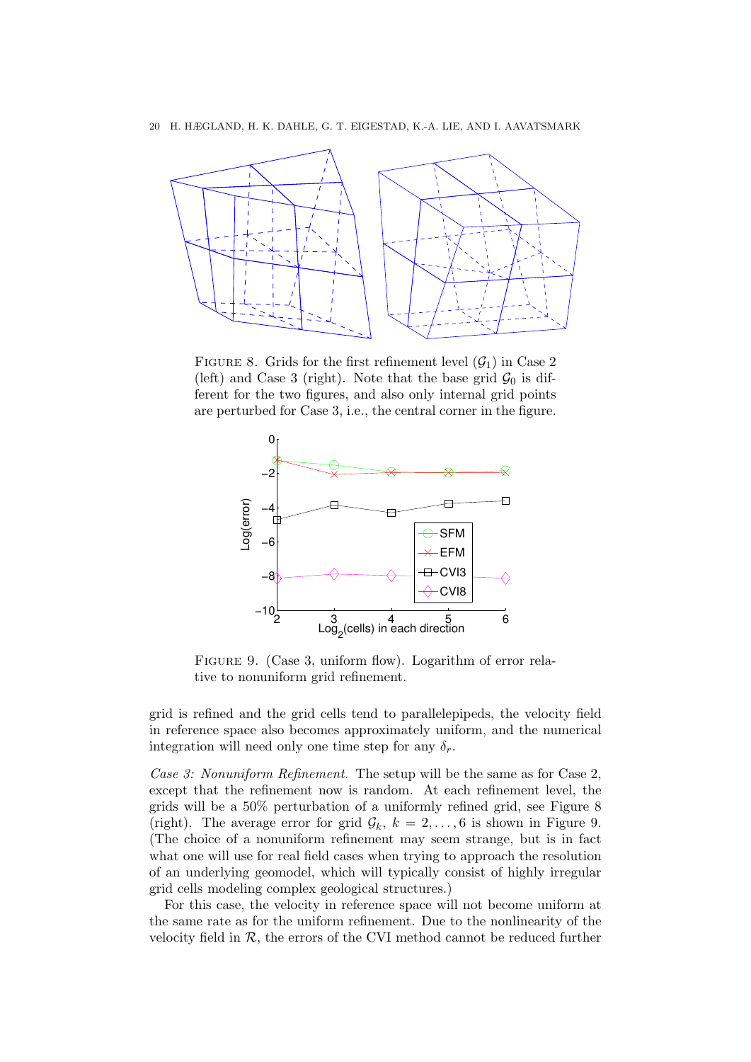FIGURE 8. Grids for the first refinement level ($\mathcal{G}_1$) in Case 2 (left) and Case 3 (right). Note that the base grid $\mathcal{G}_0$ is different for the two figures, and also only internal grid points are perturbed for Case 3, i.e., the central corner in the figure.

FIGURE 9. (Case 3, uniform flow). Logarithm of error relative to nonuniform grid refinement.

grid is refined and the grid cells tend to parallelepipeds, the velocity field in reference space also becomes approximately uniform, and the numerical integration will need only one time step for any $\delta_r$.

*Case 3: Nonuniform Refinement.* The setup will be the same as for Case 2, except that the refinement now is random. At each refinement level, the grids will be a 50% perturbation of a uniformly refined grid, see Figure 8 (right). The average error for grid $\mathcal{G}_k$, $k = 2, \ldots, 6$ is shown in Figure 9. (The choice of a nonuniform refinement may seem strange, but is in fact what one will use for real field cases when trying to approach the resolution of an underlying geomodel, which will typically consist of highly irregular grid cells modeling complex geological structures.)

For this case, the velocity in reference space will not become uniform at the same rate as for the uniform refinement. Due to the nonlinearity of the velocity field in $\mathcal{R}$, the errors of the CVI method cannot be reduced further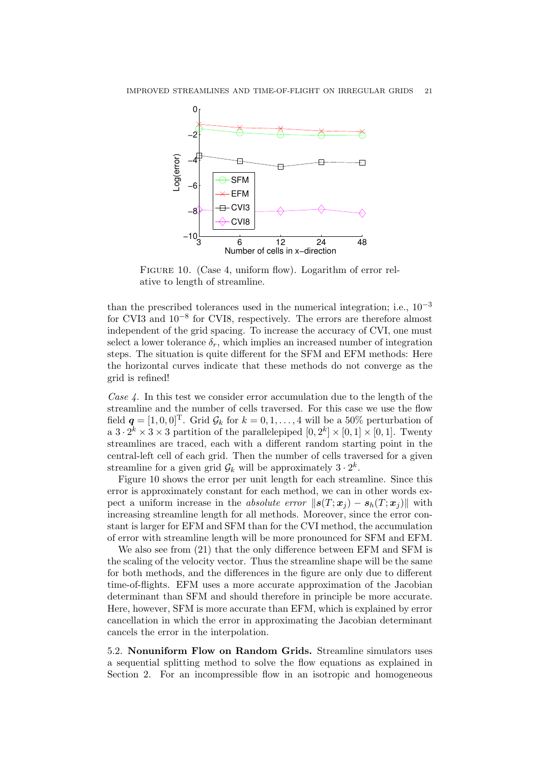FIGURE 10. (Case 4, uniform flow). Logarithm of error relative to length of streamline.

than the prescribed tolerances used in the numerical integration; i.e., $10^{-3}$ for CVI3 and $10^{-8}$ for CVI8, respectively. The errors are therefore almost independent of the grid spacing. To increase the accuracy of CVI, one must select a lower tolerance $\delta_r$, which implies an increased number of integration steps. The situation is quite different for the SFM and EFM methods: Here the horizontal curves indicate that these methods do not converge as the grid is refined!

*Case 4.* In this test we consider error accumulation due to the length of the streamline and the number of cells traversed. For this case we use the flow field $\boldsymbol{q} = [1, 0, 0]^{\mathrm{T}}$. Grid $\mathcal{G}_k$ for $k = 0, 1, \ldots, 4$ will be a 50% perturbation of a $3 \cdot 2^k \times 3 \times 3$ partition of the parallelepiped $[0, 2^k] \times [0, 1] \times [0, 1]$. Twenty streamlines are traced, each with a different random starting point in the central-left cell of each grid. Then the number of cells traversed for a given streamline for a given grid $\mathcal{G}_k$ will be approximately $3 \cdot 2^k$.

Figure 10 shows the error per unit length for each streamline. Since this error is approximately constant for each method, we can in other words expect a uniform increase in the *absolute error* $\|\boldsymbol{s}(T; \boldsymbol{x}_j) - \boldsymbol{s}_h(T; \boldsymbol{x}_j)\|$ with increasing streamline length for all methods. Moreover, since the error constant is larger for EFM and SFM than for the CVI method, the accumulation of error with streamline length will be more pronounced for SFM and EFM.

We also see from (21) that the only difference between EFM and SFM is the scaling of the velocity vector. Thus the streamline shape will be the same for both methods, and the differences in the figure are only due to different time-of-flights. EFM uses a more accurate approximation of the Jacobian determinant than SFM and should therefore in principle be more accurate. Here, however, SFM is more accurate than EFM, which is explained by error cancellation in which the error in approximating the Jacobian determinant cancels the error in the interpolation.

5.2. **Nonuniform Flow on Random Grids.** Streamline simulators uses a sequential splitting method to solve the flow equations as explained in Section 2. For an incompressible flow in an isotropic and homogeneous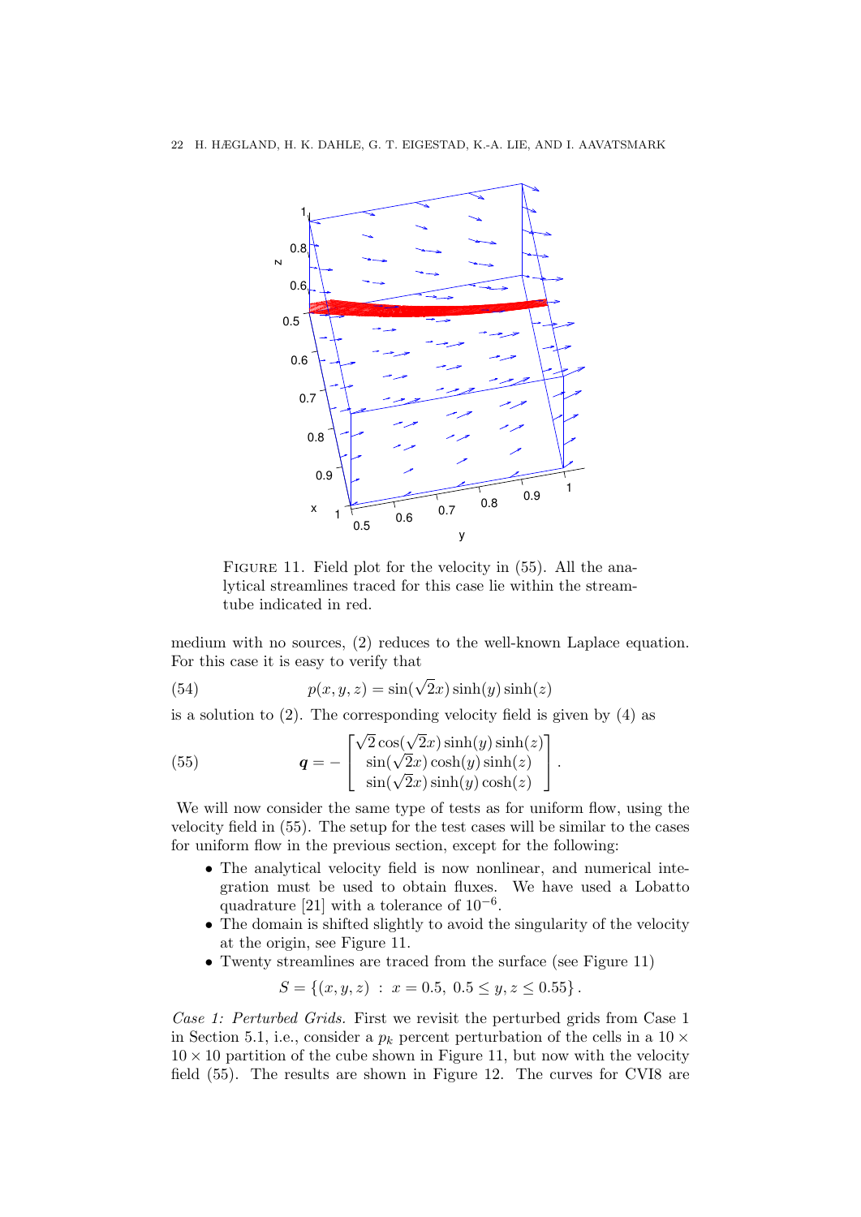FIGURE 11. Field plot for the velocity in (55). All the analytical streamlines traced for this case lie within the streamtube indicated in red.

medium with no sources, (2) reduces to the well-known Laplace equation. For this case it is easy to verify that

$$p(x, y, z) = \sin(\sqrt{2}x) \sinh(y) \sinh(z) \tag{54}$$

is a solution to (2). The corresponding velocity field is given by (4) as

$$\boldsymbol{q} = -\begin{bmatrix} \sqrt{2}\cos(\sqrt{2}x)\sinh(y)\sinh(z) \\ \sin(\sqrt{2}x)\cosh(y)\sinh(z) \\ \sin(\sqrt{2}x)\sinh(y)\cosh(z) \end{bmatrix}. \tag{55}$$

We will now consider the same type of tests as for uniform flow, using the velocity field in (55). The setup for the test cases will be similar to the cases for uniform flow in the previous section, except for the following:

- The analytical velocity field is now nonlinear, and numerical integration must be used to obtain fluxes. We have used a Lobatto quadrature [21] with a tolerance of $10^{-6}$.
- The domain is shifted slightly to avoid the singularity of the velocity at the origin, see Figure 11.
- Twenty streamlines are traced from the surface (see Figure 11)

$$S = \{(x, y, z) \; : \; x = 0.5, \; 0.5 \leq y, z \leq 0.55\}.$$

*Case 1: Perturbed Grids.* First we revisit the perturbed grids from Case 1 in Section 5.1, i.e., consider a $p_k$ percent perturbation of the cells in a $10 \times 10 \times 10$ partition of the cube shown in Figure 11, but now with the velocity field (55). The results are shown in Figure 12. The curves for CVI8 are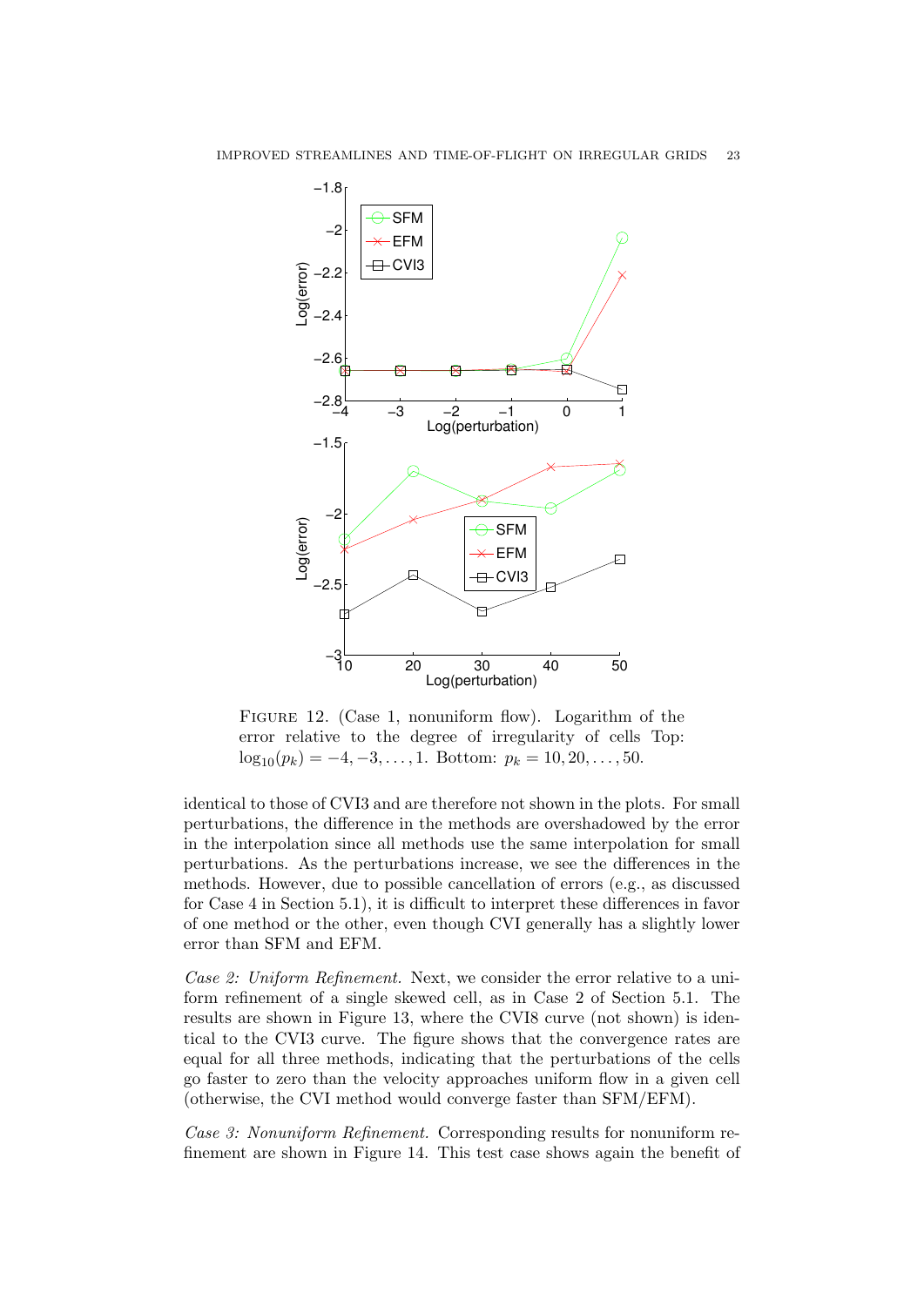FIGURE 12. (Case 1, nonuniform flow). Logarithm of the error relative to the degree of irregularity of cells Top: $\log_{10}(p_k) = -4, -3, \ldots, 1$. Bottom: $p_k = 10, 20, \ldots, 50$.

identical to those of CVI3 and are therefore not shown in the plots. For small perturbations, the difference in the methods are overshadowed by the error in the interpolation since all methods use the same interpolation for small perturbations. As the perturbations increase, we see the differences in the methods. However, due to possible cancellation of errors (e.g., as discussed for Case 4 in Section 5.1), it is difficult to interpret these differences in favor of one method or the other, even though CVI generally has a slightly lower error than SFM and EFM.

*Case 2: Uniform Refinement.* Next, we consider the error relative to a uniform refinement of a single skewed cell, as in Case 2 of Section 5.1. The results are shown in Figure 13, where the CVI8 curve (not shown) is identical to the CVI3 curve. The figure shows that the convergence rates are equal for all three methods, indicating that the perturbations of the cells go faster to zero than the velocity approaches uniform flow in a given cell (otherwise, the CVI method would converge faster than SFM/EFM).

*Case 3: Nonuniform Refinement.* Corresponding results for nonuniform refinement are shown in Figure 14. This test case shows again the benefit of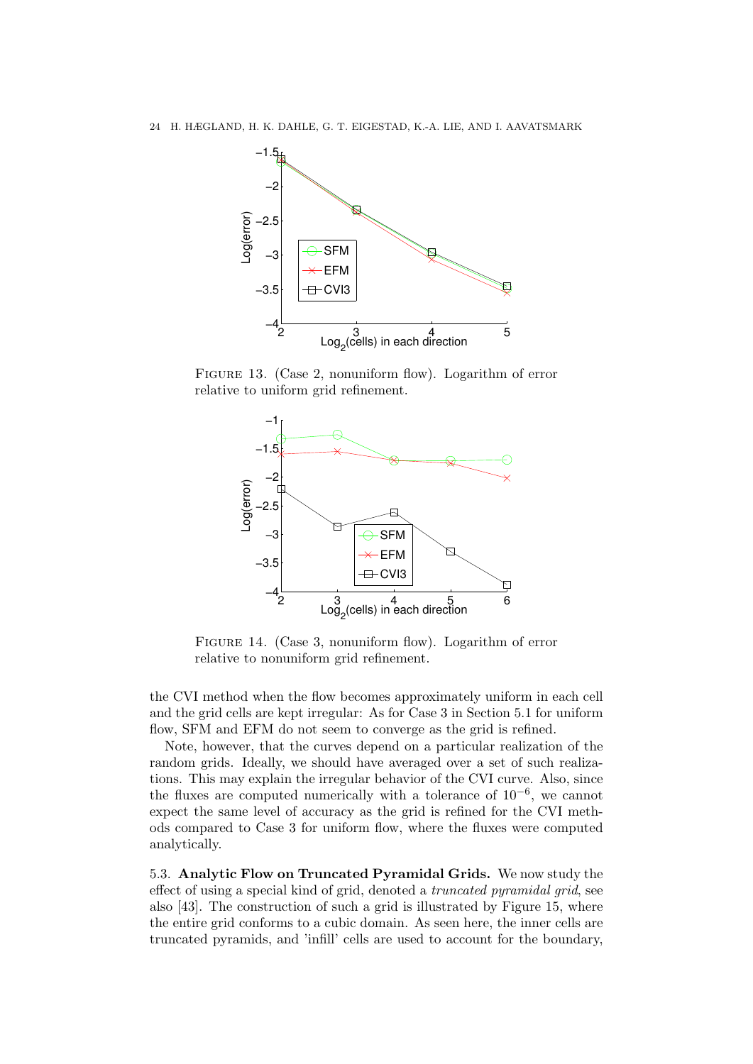FIGURE 13. (Case 2, nonuniform flow). Logarithm of error relative to uniform grid refinement.

FIGURE 14. (Case 3, nonuniform flow). Logarithm of error relative to nonuniform grid refinement.

the CVI method when the flow becomes approximately uniform in each cell and the grid cells are kept irregular: As for Case 3 in Section 5.1 for uniform flow, SFM and EFM do not seem to converge as the grid is refined.

Note, however, that the curves depend on a particular realization of the random grids. Ideally, we should have averaged over a set of such realizations. This may explain the irregular behavior of the CVI curve. Also, since the fluxes are computed numerically with a tolerance of $10^{-6}$, we cannot expect the same level of accuracy as the grid is refined for the CVI methods compared to Case 3 for uniform flow, where the fluxes were computed analytically.

5.3. **Analytic Flow on Truncated Pyramidal Grids.** We now study the effect of using a special kind of grid, denoted a *truncated pyramidal grid*, see also [43]. The construction of such a grid is illustrated by Figure 15, where the entire grid conforms to a cubic domain. As seen here, the inner cells are truncated pyramids, and 'infill' cells are used to account for the boundary,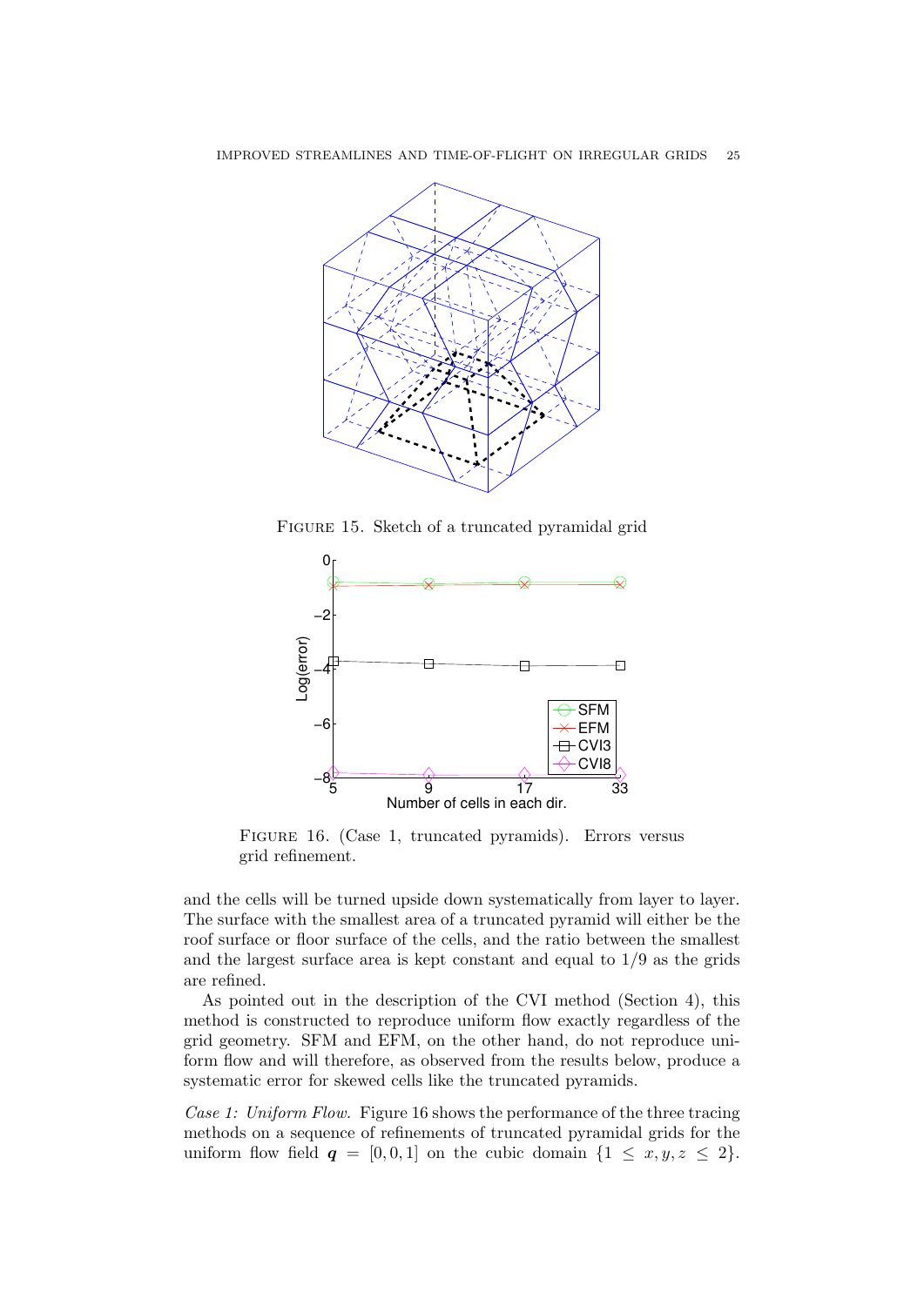FIGURE 15. Sketch of a truncated pyramidal grid

FIGURE 16. (Case 1, truncated pyramids). Errors versus grid refinement.

and the cells will be turned upside down systematically from layer to layer. The surface with the smallest area of a truncated pyramid will either be the roof surface or floor surface of the cells, and the ratio between the smallest and the largest surface area is kept constant and equal to 1/9 as the grids are refined.

As pointed out in the description of the CVI method (Section 4), this method is constructed to reproduce uniform flow exactly regardless of the grid geometry. SFM and EFM, on the other hand, do not reproduce uniform flow and will therefore, as observed from the results below, produce a systematic error for skewed cells like the truncated pyramids.

*Case 1: Uniform Flow.* Figure 16 shows the performance of the three tracing methods on a sequence of refinements of truncated pyramidal grids for the uniform flow field $\boldsymbol{q} = [0, 0, 1]$ on the cubic domain $\{1 \leq x, y, z \leq 2\}$.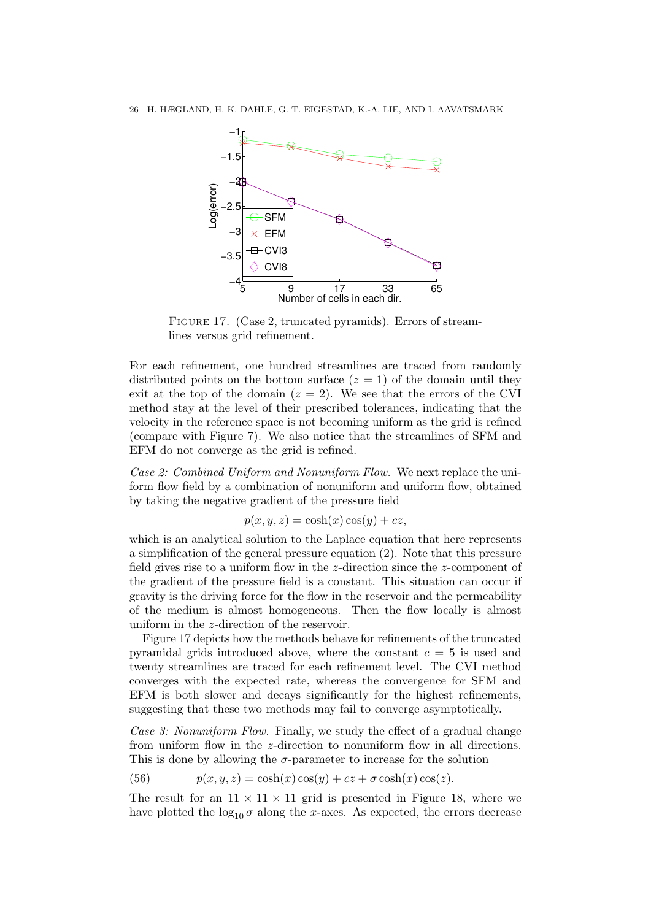FIGURE 17. (Case 2, truncated pyramids). Errors of streamlines versus grid refinement.

For each refinement, one hundred streamlines are traced from randomly distributed points on the bottom surface ($z = 1$) of the domain until they exit at the top of the domain ($z = 2$). We see that the errors of the CVI method stay at the level of their prescribed tolerances, indicating that the velocity in the reference space is not becoming uniform as the grid is refined (compare with Figure 7). We also notice that the streamlines of SFM and EFM do not converge as the grid is refined.

*Case 2: Combined Uniform and Nonuniform Flow.* We next replace the uniform flow field by a combination of nonuniform and uniform flow, obtained by taking the negative gradient of the pressure field

$$p(x, y, z) = \cosh(x)\cos(y) + cz,$$

which is an analytical solution to the Laplace equation that here represents a simplification of the general pressure equation (2). Note that this pressure field gives rise to a uniform flow in the $z$-direction since the $z$-component of the gradient of the pressure field is a constant. This situation can occur if gravity is the driving force for the flow in the reservoir and the permeability of the medium is almost homogeneous. Then the flow locally is almost uniform in the $z$-direction of the reservoir.

Figure 17 depicts how the methods behave for refinements of the truncated pyramidal grids introduced above, where the constant $c = 5$ is used and twenty streamlines are traced for each refinement level. The CVI method converges with the expected rate, whereas the convergence for SFM and EFM is both slower and decays significantly for the highest refinements, suggesting that these two methods may fail to converge asymptotically.

*Case 3: Nonuniform Flow.* Finally, we study the effect of a gradual change from uniform flow in the $z$-direction to nonuniform flow in all directions. This is done by allowing the $\sigma$-parameter to increase for the solution

$$p(x, y, z) = \cosh(x)\cos(y) + cz + \sigma\cosh(x)\cos(z). \tag{56}$$

The result for an $11 \times 11 \times 11$ grid is presented in Figure 18, where we have plotted the $\log_{10}\sigma$ along the $x$-axes. As expected, the errors decrease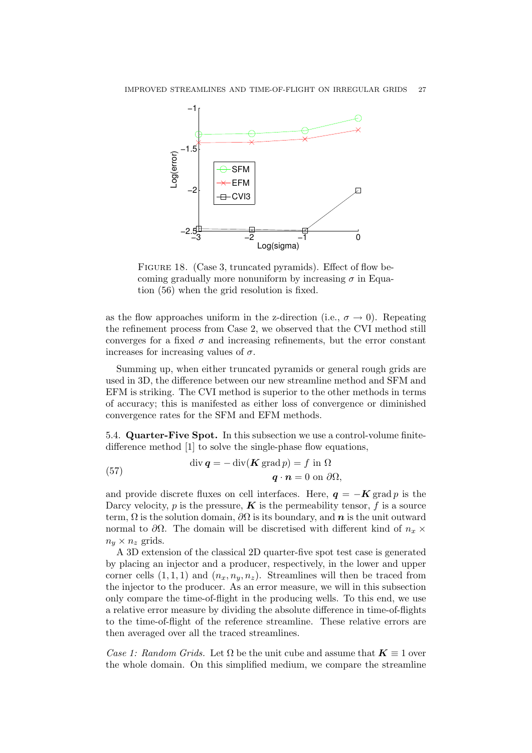FIGURE 18. (Case 3, truncated pyramids). Effect of flow becoming gradually more nonuniform by increasing $\sigma$ in Equation (56) when the grid resolution is fixed.

as the flow approaches uniform in the z-direction (i.e., $\sigma \to 0$). Repeating the refinement process from Case 2, we observed that the CVI method still converges for a fixed $\sigma$ and increasing refinements, but the error constant increases for increasing values of $\sigma$.

Summing up, when either truncated pyramids or general rough grids are used in 3D, the difference between our new streamline method and SFM and EFM is striking. The CVI method is superior to the other methods in terms of accuracy; this is manifested as either loss of convergence or diminished convergence rates for the SFM and EFM methods.

### 5.4. Quarter-Five Spot.

In this subsection we use a control-volume finite-difference method [1] to solve the single-phase flow equations,

$$
\begin{aligned}
\operatorname{div} \boldsymbol{q} = -\operatorname{div}(\boldsymbol{K} \operatorname{grad} p) &= f \text{ in } \Omega \\
\boldsymbol{q} \cdot \boldsymbol{n} &= 0 \text{ on } \partial\Omega,
\end{aligned}
\tag{57}
$$

and provide discrete fluxes on cell interfaces. Here, $\boldsymbol{q} = -\boldsymbol{K} \operatorname{grad} p$ is the Darcy velocity, $p$ is the pressure, $\boldsymbol{K}$ is the permeability tensor, $f$ is a source term, $\Omega$ is the solution domain, $\partial\Omega$ is its boundary, and $\boldsymbol{n}$ is the unit outward normal to $\partial\Omega$. The domain will be discretised with different kind of $n_x \times n_y \times n_z$ grids.

A 3D extension of the classical 2D quarter-five spot test case is generated by placing an injector and a producer, respectively, in the lower and upper corner cells $(1, 1, 1)$ and $(n_x, n_y, n_z)$. Streamlines will then be traced from the injector to the producer. As an error measure, we will in this subsection only compare the time-of-flight in the producing wells. To this end, we use a relative error measure by dividing the absolute difference in time-of-flights to the time-of-flight of the reference streamline. These relative errors are then averaged over all the traced streamlines.

*Case 1: Random Grids.* Let $\Omega$ be the unit cube and assume that $\boldsymbol{K} \equiv 1$ over the whole domain. On this simplified medium, we compare the streamline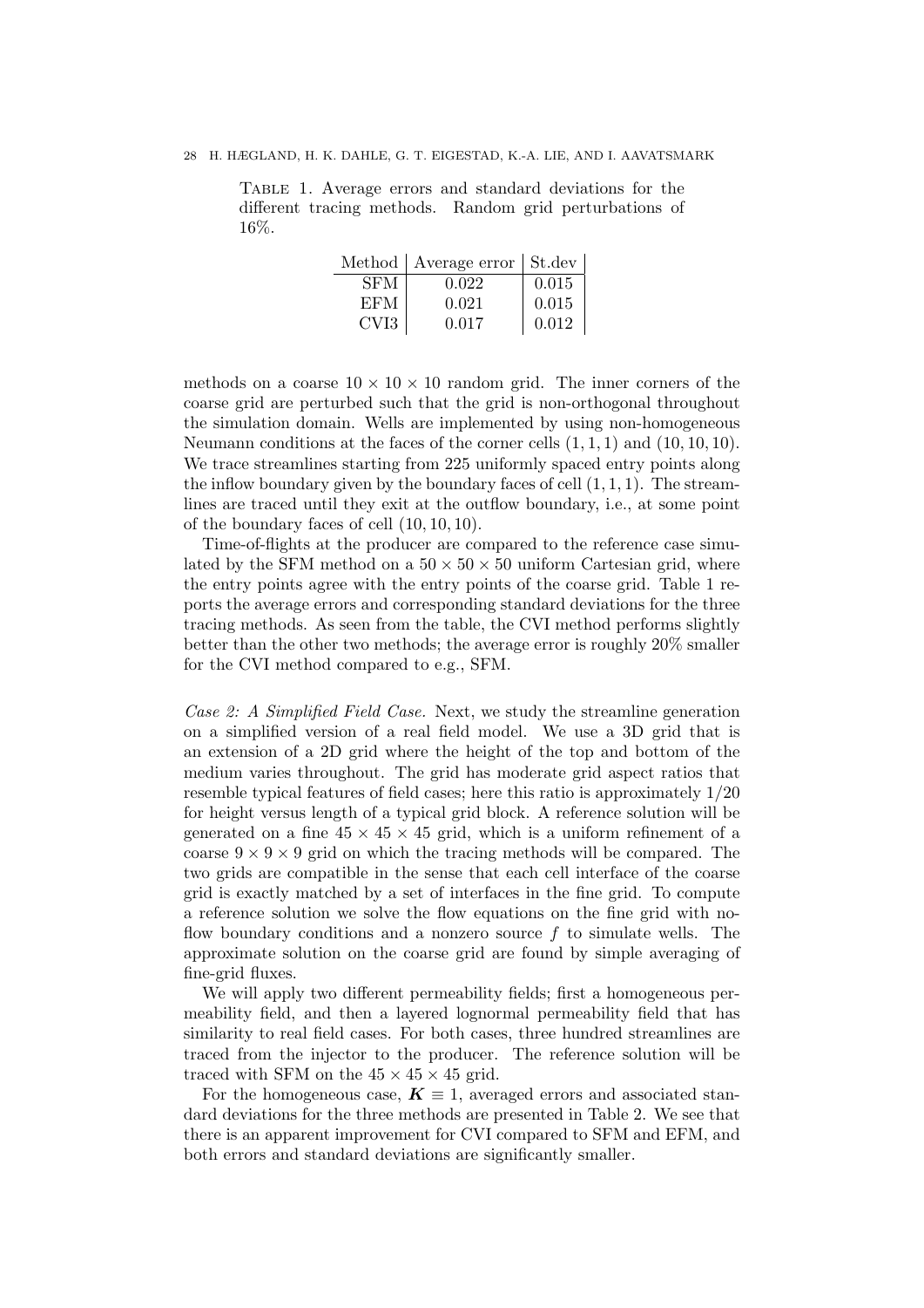Table 1. Average errors and standard deviations for the different tracing methods. Random grid perturbations of 16%.

| Method | Average error | St.dev |
|---|---|---|
| SFM | 0.022 | 0.015 |
| EFM | 0.021 | 0.015 |
| CVI3 | 0.017 | 0.012 |

methods on a coarse $10 \times 10 \times 10$ random grid. The inner corners of the coarse grid are perturbed such that the grid is non-orthogonal throughout the simulation domain. Wells are implemented by using non-homogeneous Neumann conditions at the faces of the corner cells $(1, 1, 1)$ and $(10, 10, 10)$. We trace streamlines starting from 225 uniformly spaced entry points along the inflow boundary given by the boundary faces of cell $(1, 1, 1)$. The streamlines are traced until they exit at the outflow boundary, i.e., at some point of the boundary faces of cell $(10, 10, 10)$.

Time-of-flights at the producer are compared to the reference case simulated by the SFM method on a $50 \times 50 \times 50$ uniform Cartesian grid, where the entry points agree with the entry points of the coarse grid. Table 1 reports the average errors and corresponding standard deviations for the three tracing methods. As seen from the table, the CVI method performs slightly better than the other two methods; the average error is roughly 20% smaller for the CVI method compared to e.g., SFM.

*Case 2: A Simplified Field Case.* Next, we study the streamline generation on a simplified version of a real field model. We use a 3D grid that is an extension of a 2D grid where the height of the top and bottom of the medium varies throughout. The grid has moderate grid aspect ratios that resemble typical features of field cases; here this ratio is approximately $1/20$ for height versus length of a typical grid block. A reference solution will be generated on a fine $45 \times 45 \times 45$ grid, which is a uniform refinement of a coarse $9 \times 9 \times 9$ grid on which the tracing methods will be compared. The two grids are compatible in the sense that each cell interface of the coarse grid is exactly matched by a set of interfaces in the fine grid. To compute a reference solution we solve the flow equations on the fine grid with no-flow boundary conditions and a nonzero source $f$ to simulate wells. The approximate solution on the coarse grid are found by simple averaging of fine-grid fluxes.

We will apply two different permeability fields; first a homogeneous permeability field, and then a layered lognormal permeability field that has similarity to real field cases. For both cases, three hundred streamlines are traced from the injector to the producer. The reference solution will be traced with SFM on the $45 \times 45 \times 45$ grid.

For the homogeneous case, $\boldsymbol{K} \equiv 1$, averaged errors and associated standard deviations for the three methods are presented in Table 2. We see that there is an apparent improvement for CVI compared to SFM and EFM, and both errors and standard deviations are significantly smaller.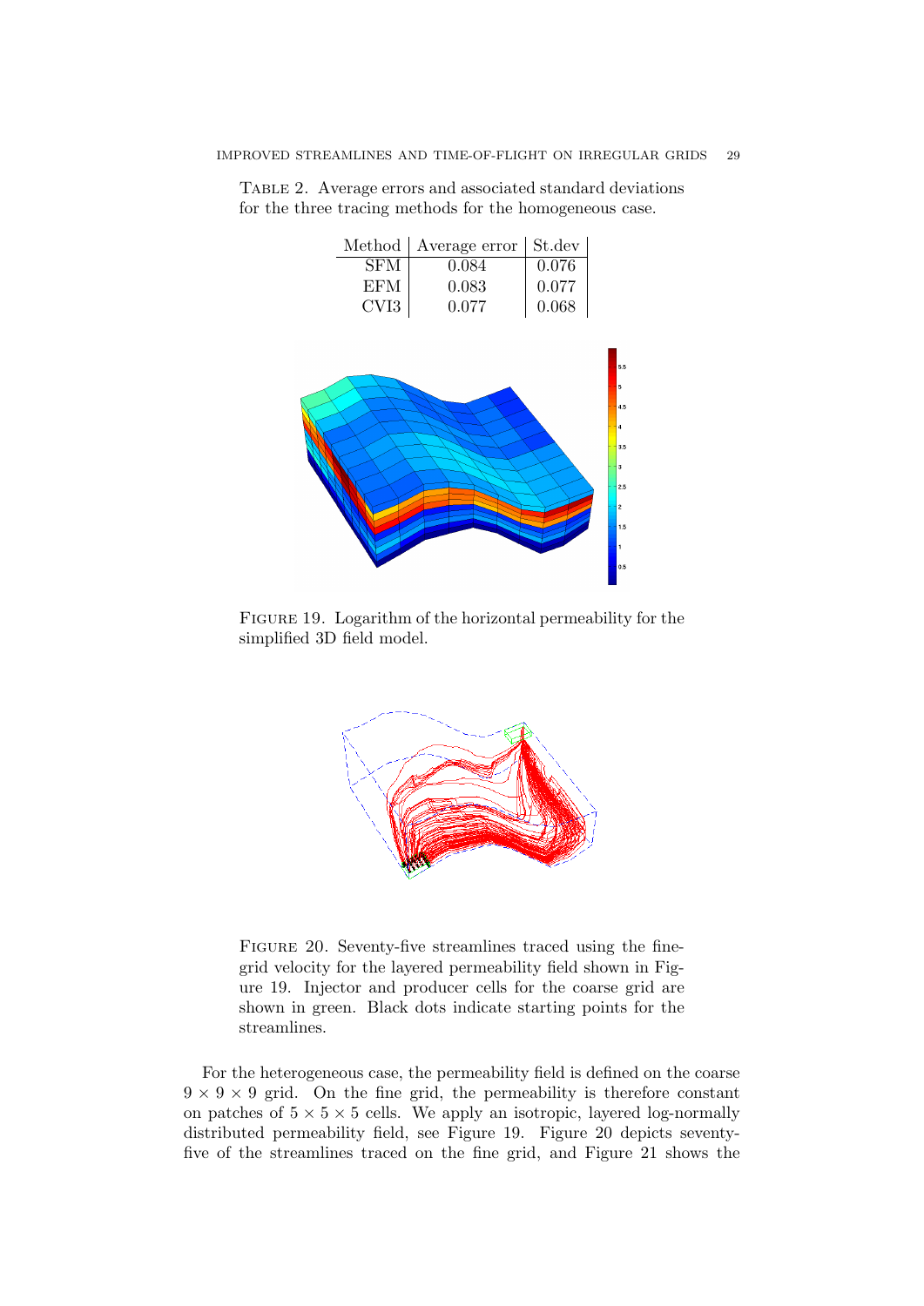Table 2. Average errors and associated standard deviations for the three tracing methods for the homogeneous case.

| Method | Average error | St.dev |
|---|---|---|
| SFM | 0.084 | 0.076 |
| EFM | 0.083 | 0.077 |
| CVI3 | 0.077 | 0.068 |

Figure 19. Logarithm of the horizontal permeability for the simplified 3D field model.

Figure 20. Seventy-five streamlines traced using the fine-grid velocity for the layered permeability field shown in Figure 19. Injector and producer cells for the coarse grid are shown in green. Black dots indicate starting points for the streamlines.

For the heterogeneous case, the permeability field is defined on the coarse $9 \times 9 \times 9$ grid. On the fine grid, the permeability is therefore constant on patches of $5 \times 5 \times 5$ cells. We apply an isotropic, layered log-normally distributed permeability field, see Figure 19. Figure 20 depicts seventy-five of the streamlines traced on the fine grid, and Figure 21 shows the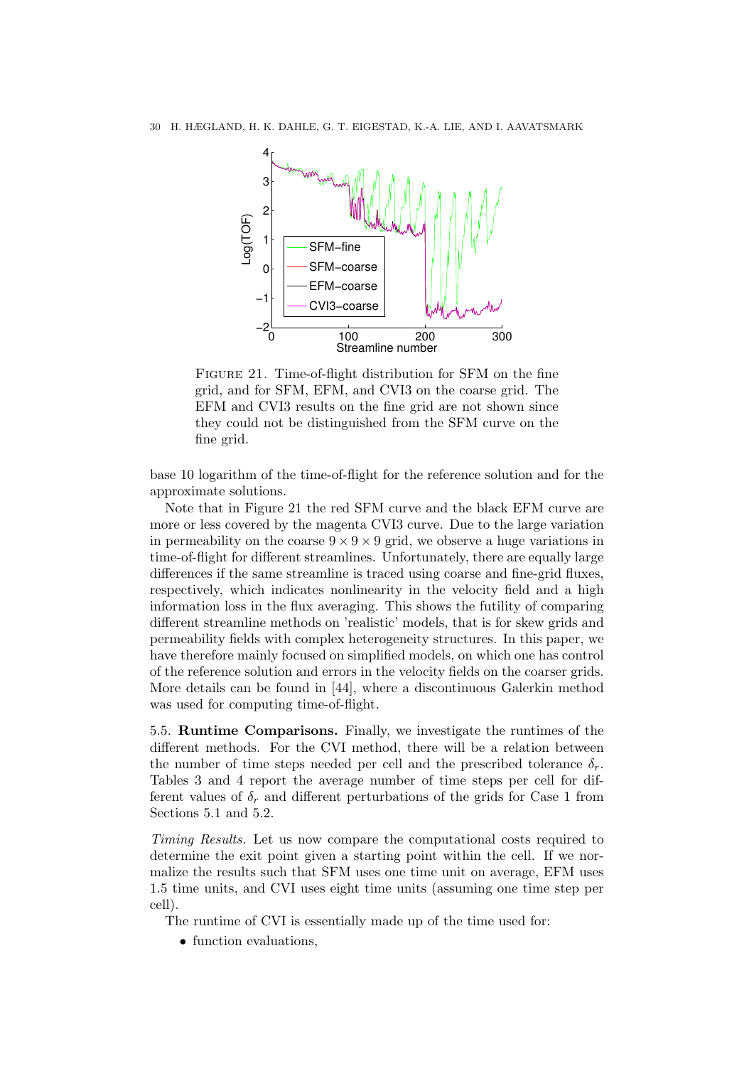FIGURE 21. Time-of-flight distribution for SFM on the fine grid, and for SFM, EFM, and CVI3 on the coarse grid. The EFM and CVI3 results on the fine grid are not shown since they could not be distinguished from the SFM curve on the fine grid.

base 10 logarithm of the time-of-flight for the reference solution and for the approximate solutions.

Note that in Figure 21 the red SFM curve and the black EFM curve are more or less covered by the magenta CVI3 curve. Due to the large variation in permeability on the coarse $9 \times 9 \times 9$ grid, we observe a huge variations in time-of-flight for different streamlines. Unfortunately, there are equally large differences if the same streamline is traced using coarse and fine-grid fluxes, respectively, which indicates nonlinearity in the velocity field and a high information loss in the flux averaging. This shows the futility of comparing different streamline methods on 'realistic' models, that is for skew grids and permeability fields with complex heterogeneity structures. In this paper, we have therefore mainly focused on simplified models, on which one has control of the reference solution and errors in the velocity fields on the coarser grids. More details can be found in [44], where a discontinuous Galerkin method was used for computing time-of-flight.

5.5. **Runtime Comparisons.** Finally, we investigate the runtimes of the different methods. For the CVI method, there will be a relation between the number of time steps needed per cell and the prescribed tolerance $\delta_r$. Tables 3 and 4 report the average number of time steps per cell for different values of $\delta_r$ and different perturbations of the grids for Case 1 from Sections 5.1 and 5.2.

*Timing Results.* Let us now compare the computational costs required to determine the exit point given a starting point within the cell. If we normalize the results such that SFM uses one time unit on average, EFM uses 1.5 time units, and CVI uses eight time units (assuming one time step per cell).

The runtime of CVI is essentially made up of the time used for:

- function evaluations,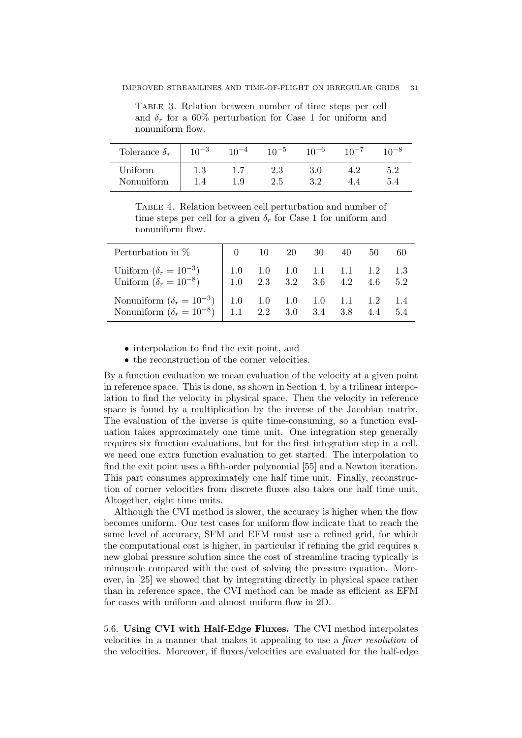Table 3. Relation between number of time steps per cell and $\delta_r$ for a 60% perturbation for Case 1 for uniform and nonuniform flow.

| Tolerance $\delta_r$ | $10^{-3}$ | $10^{-4}$ | $10^{-5}$ | $10^{-6}$ | $10^{-7}$ | $10^{-8}$ |
|---|---|---|---|---|---|---|
| Uniform | 1.3 | 1.7 | 2.3 | 3.0 | 4.2 | 5.2 |
| Nonuniform | 1.4 | 1.9 | 2.5 | 3.2 | 4.4 | 5.4 |

Table 4. Relation between cell perturbation and number of time steps per cell for a given $\delta_r$ for Case 1 for uniform and nonuniform flow.

| Perturbation in % | 0 | 10 | 20 | 30 | 40 | 50 | 60 |
|---|---|---|---|---|---|---|---|
| Uniform ($\delta_r = 10^{-3}$) | 1.0 | 1.0 | 1.0 | 1.1 | 1.1 | 1.2 | 1.3 |
| Uniform ($\delta_r = 10^{-8}$) | 1.0 | 2.3 | 3.2 | 3.6 | 4.2 | 4.6 | 5.2 |
| Nonuniform ($\delta_r = 10^{-3}$) | 1.0 | 1.0 | 1.0 | 1.0 | 1.1 | 1.2 | 1.4 |
| Nonuniform ($\delta_r = 10^{-8}$) | 1.1 | 2.2 | 3.0 | 3.4 | 3.8 | 4.4 | 5.4 |

- interpolation to find the exit point, and
- the reconstruction of the corner velocities.

By a function evaluation we mean evaluation of the velocity at a given point in reference space. This is done, as shown in Section 4, by a trilinear interpolation to find the velocity in physical space. Then the velocity in reference space is found by a multiplication by the inverse of the Jacobian matrix. The evaluation of the inverse is quite time-consuming, so a function evaluation takes approximately one time unit. One integration step generally requires six function evaluations, but for the first integration step in a cell, we need one extra function evaluation to get started. The interpolation to find the exit point uses a fifth-order polynomial [55] and a Newton iteration. This part consumes approximately one half time unit. Finally, reconstruction of corner velocities from discrete fluxes also takes one half time unit. Altogether, eight time units.

Although the CVI method is slower, the accuracy is higher when the flow becomes uniform. Our test cases for uniform flow indicate that to reach the same level of accuracy, SFM and EFM must use a refined grid, for which the computational cost is higher, in particular if refining the grid requires a new global pressure solution since the cost of streamline tracing typically is minuscule compared with the cost of solving the pressure equation. Moreover, in [25] we showed that by integrating directly in physical space rather than in reference space, the CVI method can be made as efficient as EFM for cases with uniform and almost uniform flow in 2D.

5.6. **Using CVI with Half-Edge Fluxes.** The CVI method interpolates velocities in a manner that makes it appealing to use a *finer resolution* of the velocities. Moreover, if fluxes/velocities are evaluated for the half-edge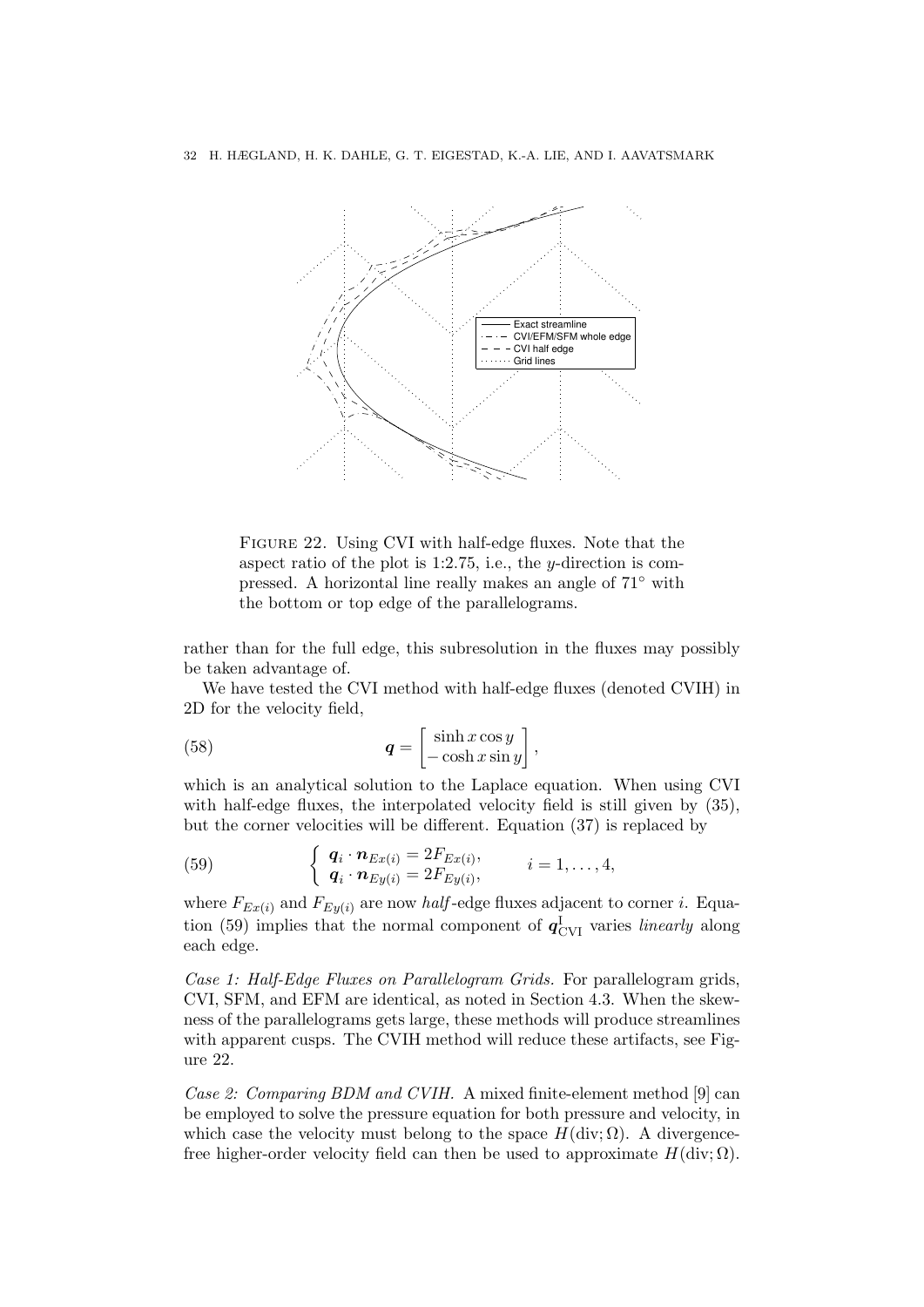FIGURE 22. Using CVI with half-edge fluxes. Note that the aspect ratio of the plot is 1:2.75, i.e., the $y$-direction is compressed. A horizontal line really makes an angle of $71^\circ$ with the bottom or top edge of the parallelograms.

rather than for the full edge, this subresolution in the fluxes may possibly be taken advantage of.

We have tested the CVI method with half-edge fluxes (denoted CVIH) in 2D for the velocity field,

$$\boldsymbol{q} = \begin{bmatrix} \sinh x \cos y \\ -\cosh x \sin y \end{bmatrix}, \tag{58}$$

which is an analytical solution to the Laplace equation. When using CVI with half-edge fluxes, the interpolated velocity field is still given by (35), but the corner velocities will be different. Equation (37) is replaced by

$$\begin{cases} \boldsymbol{q}_i \cdot \boldsymbol{n}_{Ex(i)} = 2F_{Ex(i)}, \\ \boldsymbol{q}_i \cdot \boldsymbol{n}_{Ey(i)} = 2F_{Ey(i)}, \end{cases} \qquad i = 1, \ldots, 4, \tag{59}$$

where $F_{Ex(i)}$ and $F_{Ey(i)}$ are now *half*-edge fluxes adjacent to corner $i$. Equation (59) implies that the normal component of $\boldsymbol{q}^{\mathrm{I}}_{\mathrm{CVI}}$ varies *linearly* along each edge.

*Case 1: Half-Edge Fluxes on Parallelogram Grids.* For parallelogram grids, CVI, SFM, and EFM are identical, as noted in Section 4.3. When the skewness of the parallelograms gets large, these methods will produce streamlines with apparent cusps. The CVIH method will reduce these artifacts, see Figure 22.

*Case 2: Comparing BDM and CVIH.* A mixed finite-element method [9] can be employed to solve the pressure equation for both pressure and velocity, in which case the velocity must belong to the space $H(\mathrm{div};\Omega)$. A divergence-free higher-order velocity field can then be used to approximate $H(\mathrm{div};\Omega)$.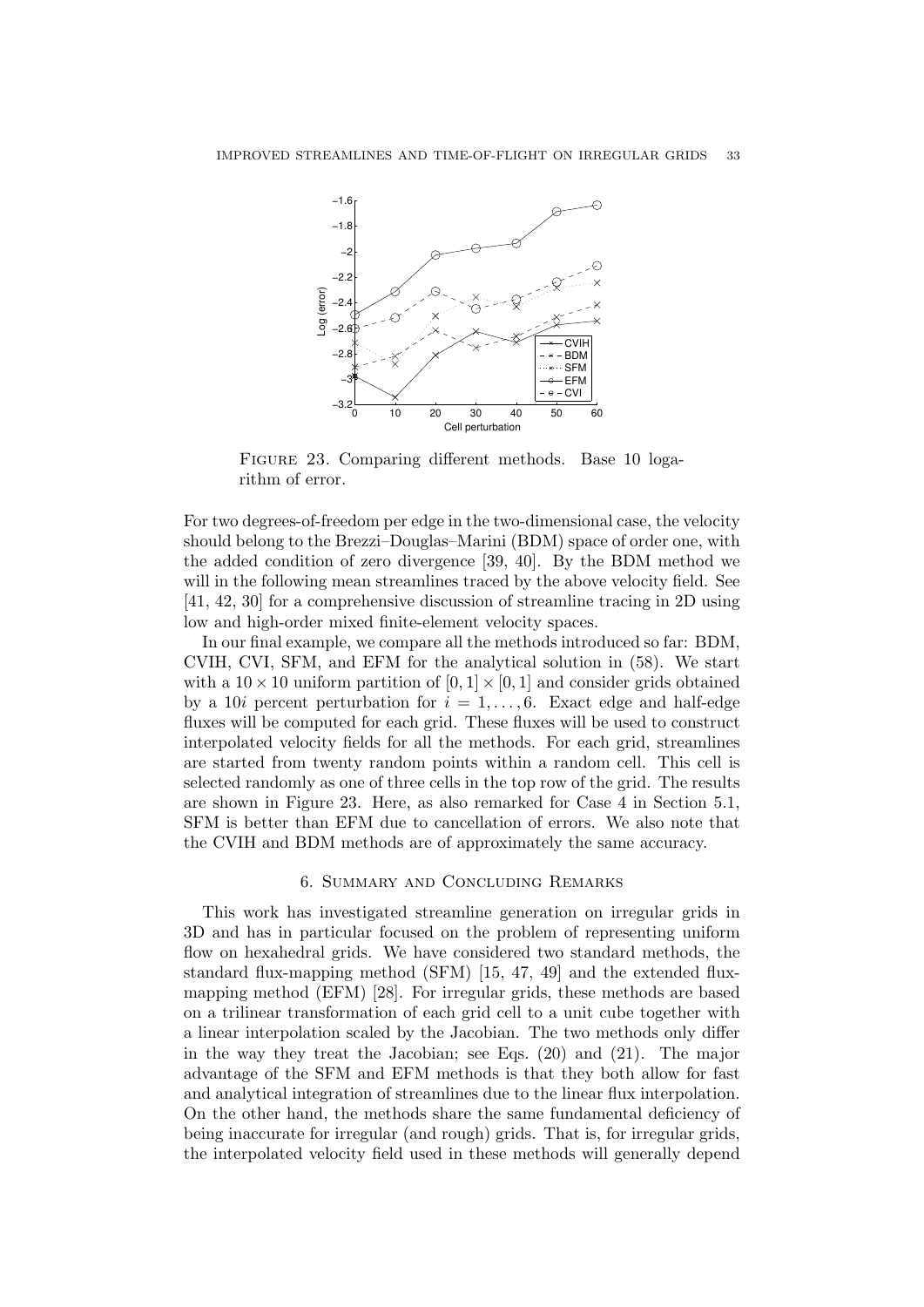Figure 23. Comparing different methods. Base 10 logarithm of error.

For two degrees-of-freedom per edge in the two-dimensional case, the velocity should belong to the Brezzi–Douglas–Marini (BDM) space of order one, with the added condition of zero divergence [39, 40]. By the BDM method we will in the following mean streamlines traced by the above velocity field. See [41, 42, 30] for a comprehensive discussion of streamline tracing in 2D using low and high-order mixed finite-element velocity spaces.

In our final example, we compare all the methods introduced so far: BDM, CVIH, CVI, SFM, and EFM for the analytical solution in (58). We start with a $10 \times 10$ uniform partition of $[0, 1] \times [0, 1]$ and consider grids obtained by a $10i$ percent perturbation for $i = 1, \ldots, 6$. Exact edge and half-edge fluxes will be computed for each grid. These fluxes will be used to construct interpolated velocity fields for all the methods. For each grid, streamlines are started from twenty random points within a random cell. This cell is selected randomly as one of three cells in the top row of the grid. The results are shown in Figure 23. Here, as also remarked for Case 4 in Section 5.1, SFM is better than EFM due to cancellation of errors. We also note that the CVIH and BDM methods are of approximately the same accuracy.

## 6. Summary and Concluding Remarks

This work has investigated streamline generation on irregular grids in 3D and has in particular focused on the problem of representing uniform flow on hexahedral grids. We have considered two standard methods, the standard flux-mapping method (SFM) [15, 47, 49] and the extended flux-mapping method (EFM) [28]. For irregular grids, these methods are based on a trilinear transformation of each grid cell to a unit cube together with a linear interpolation scaled by the Jacobian. The two methods only differ in the way they treat the Jacobian; see Eqs. (20) and (21). The major advantage of the SFM and EFM methods is that they both allow for fast and analytical integration of streamlines due to the linear flux interpolation. On the other hand, the methods share the same fundamental deficiency of being inaccurate for irregular (and rough) grids. That is, for irregular grids, the interpolated velocity field used in these methods will generally depend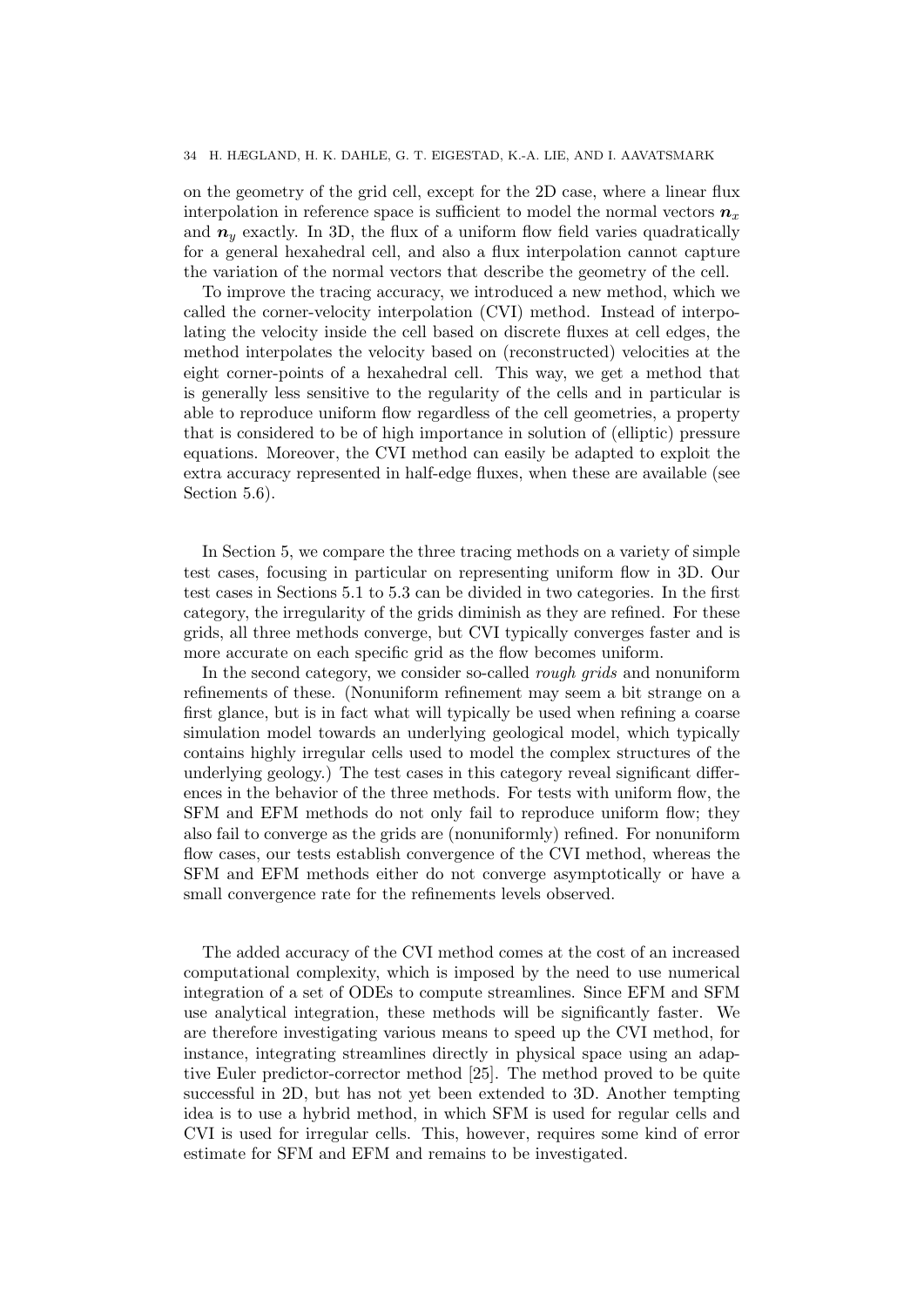on the geometry of the grid cell, except for the 2D case, where a linear flux interpolation in reference space is sufficient to model the normal vectors $\boldsymbol{n}_x$ and $\boldsymbol{n}_y$ exactly. In 3D, the flux of a uniform flow field varies quadratically for a general hexahedral cell, and also a flux interpolation cannot capture the variation of the normal vectors that describe the geometry of the cell.

To improve the tracing accuracy, we introduced a new method, which we called the corner-velocity interpolation (CVI) method. Instead of interpolating the velocity inside the cell based on discrete fluxes at cell edges, the method interpolates the velocity based on (reconstructed) velocities at the eight corner-points of a hexahedral cell. This way, we get a method that is generally less sensitive to the regularity of the cells and in particular is able to reproduce uniform flow regardless of the cell geometries, a property that is considered to be of high importance in solution of (elliptic) pressure equations. Moreover, the CVI method can easily be adapted to exploit the extra accuracy represented in half-edge fluxes, when these are available (see Section 5.6).

In Section 5, we compare the three tracing methods on a variety of simple test cases, focusing in particular on representing uniform flow in 3D. Our test cases in Sections 5.1 to 5.3 can be divided in two categories. In the first category, the irregularity of the grids diminish as they are refined. For these grids, all three methods converge, but CVI typically converges faster and is more accurate on each specific grid as the flow becomes uniform.

In the second category, we consider so-called *rough grids* and nonuniform refinements of these. (Nonuniform refinement may seem a bit strange on a first glance, but is in fact what will typically be used when refining a coarse simulation model towards an underlying geological model, which typically contains highly irregular cells used to model the complex structures of the underlying geology.) The test cases in this category reveal significant differences in the behavior of the three methods. For tests with uniform flow, the SFM and EFM methods do not only fail to reproduce uniform flow; they also fail to converge as the grids are (nonuniformly) refined. For nonuniform flow cases, our tests establish convergence of the CVI method, whereas the SFM and EFM methods either do not converge asymptotically or have a small convergence rate for the refinements levels observed.

The added accuracy of the CVI method comes at the cost of an increased computational complexity, which is imposed by the need to use numerical integration of a set of ODEs to compute streamlines. Since EFM and SFM use analytical integration, these methods will be significantly faster. We are therefore investigating various means to speed up the CVI method, for instance, integrating streamlines directly in physical space using an adaptive Euler predictor-corrector method [25]. The method proved to be quite successful in 2D, but has not yet been extended to 3D. Another tempting idea is to use a hybrid method, in which SFM is used for regular cells and CVI is used for irregular cells. This, however, requires some kind of error estimate for SFM and EFM and remains to be investigated.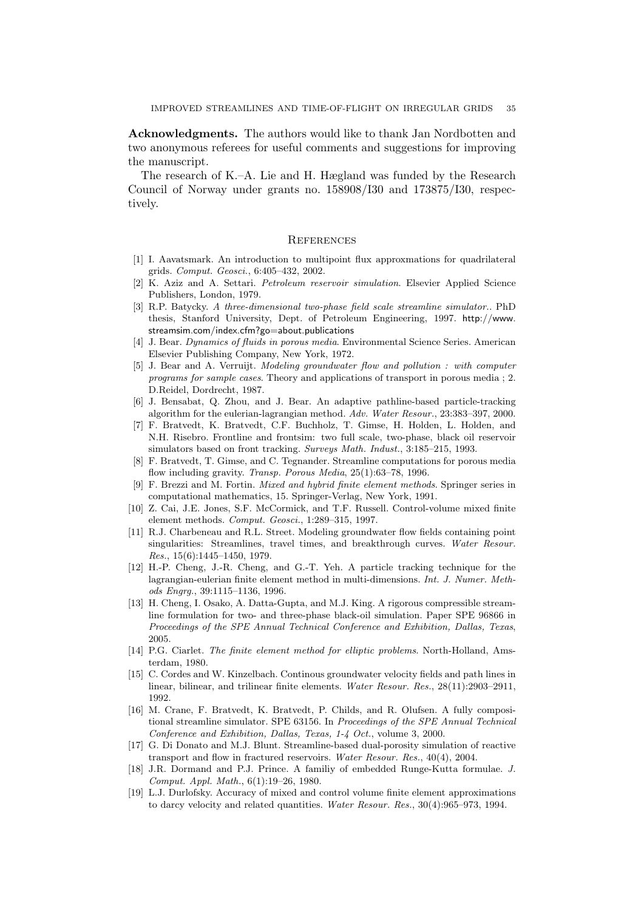**Acknowledgments.** The authors would like to thank Jan Nordbotten and two anonymous referees for useful comments and suggestions for improving the manuscript.

The research of K.–A. Lie and H. Hægland was funded by the Research Council of Norway under grants no. 158908/I30 and 173875/I30, respectively.

## References

[1] I. Aavatsmark. An introduction to multipoint flux approxmations for quadrilateral grids. *Comput. Geosci.*, 6:405–432, 2002.

[2] K. Aziz and A. Settari. *Petroleum reservoir simulation*. Elsevier Applied Science Publishers, London, 1979.

[3] R.P. Batycky. *A three-dimensional two-phase field scale streamline simulator.*. PhD thesis, Stanford University, Dept. of Petroleum Engineering, 1997. http://www.streamsim.com/index.cfm?go=about.publications

[4] J. Bear. *Dynamics of fluids in porous media*. Environmental Science Series. American Elsevier Publishing Company, New York, 1972.

[5] J. Bear and A. Verruijt. *Modeling groundwater flow and pollution : with computer programs for sample cases*. Theory and applications of transport in porous media ; 2. D.Reidel, Dordrecht, 1987.

[6] J. Bensabat, Q. Zhou, and J. Bear. An adaptive pathline-based particle-tracking algorithm for the eulerian-lagrangian method. *Adv. Water Resour.*, 23:383–397, 2000.

[7] F. Bratvedt, K. Bratvedt, C.F. Buchholz, T. Gimse, H. Holden, L. Holden, and N.H. Risebro. Frontline and frontsim: two full scale, two-phase, black oil reservoir simulators based on front tracking. *Surveys Math. Indust.*, 3:185–215, 1993.

[8] F. Bratvedt, T. Gimse, and C. Tegnander. Streamline computations for porous media flow including gravity. *Transp. Porous Media*, 25(1):63–78, 1996.

[9] F. Brezzi and M. Fortin. *Mixed and hybrid finite element methods*. Springer series in computational mathematics, 15. Springer-Verlag, New York, 1991.

[10] Z. Cai, J.E. Jones, S.F. McCormick, and T.F. Russell. Control-volume mixed finite element methods. *Comput. Geosci.*, 1:289–315, 1997.

[11] R.J. Charbeneau and R.L. Street. Modeling groundwater flow fields containing point singularities: Streamlines, travel times, and breakthrough curves. *Water Resour. Res.*, 15(6):1445–1450, 1979.

[12] H.-P. Cheng, J.-R. Cheng, and G.-T. Yeh. A particle tracking technique for the lagrangian-eulerian finite element method in multi-dimensions. *Int. J. Numer. Methods Engrg.*, 39:1115–1136, 1996.

[13] H. Cheng, I. Osako, A. Datta-Gupta, and M.J. King. A rigorous compressible streamline formulation for two- and three-phase black-oil simulation. Paper SPE 96866 in *Proceedings of the SPE Annual Technical Conference and Exhibition, Dallas, Texas*, 2005.

[14] P.G. Ciarlet. *The finite element method for elliptic problems*. North-Holland, Amsterdam, 1980.

[15] C. Cordes and W. Kinzelbach. Continous groundwater velocity fields and path lines in linear, bilinear, and trilinear finite elements. *Water Resour. Res.*, 28(11):2903–2911, 1992.

[16] M. Crane, F. Bratvedt, K. Bratvedt, P. Childs, and R. Olufsen. A fully compositional streamline simulator. SPE 63156. In *Proceedings of the SPE Annual Technical Conference and Exhibition, Dallas, Texas, 1-4 Oct.*, volume 3, 2000.

[17] G. Di Donato and M.J. Blunt. Streamline-based dual-porosity simulation of reactive transport and flow in fractured reservoirs. *Water Resour. Res.*, 40(4), 2004.

[18] J.R. Dormand and P.J. Prince. A familiy of embedded Runge-Kutta formulae. *J. Comput. Appl. Math.*, 6(1):19–26, 1980.

[19] L.J. Durlofsky. Accuracy of mixed and control volume finite element approximations to darcy velocity and related quantities. *Water Resour. Res.*, 30(4):965–973, 1994.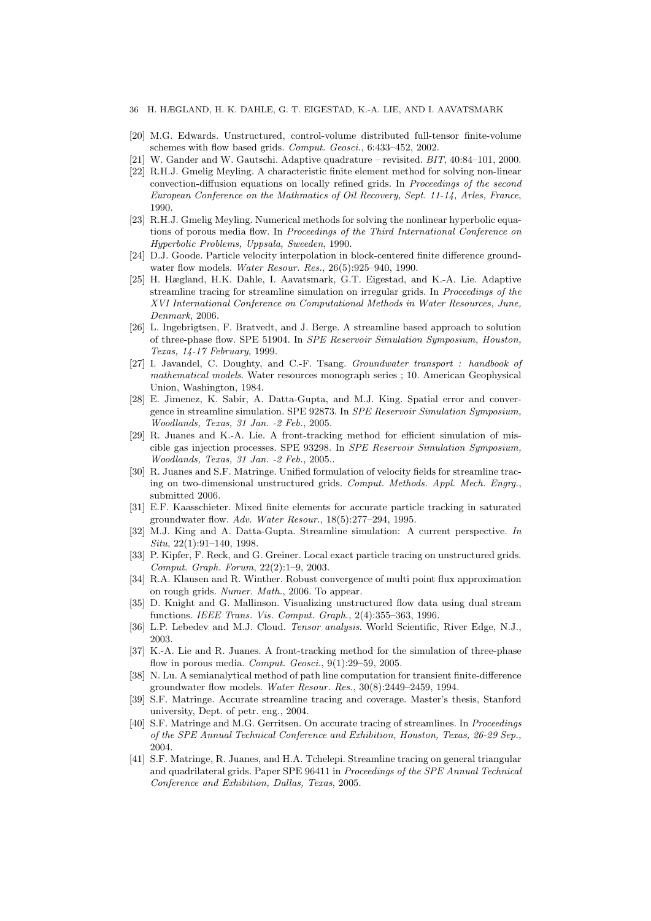[20] M.G. Edwards. Unstructured, control-volume distributed full-tensor finite-volume schemes with flow based grids. *Comput. Geosci.*, 6:433–452, 2002.

[21] W. Gander and W. Gautschi. Adaptive quadrature – revisited. *BIT*, 40:84–101, 2000.

[22] R.H.J. Gmelig Meyling. A characteristic finite element method for solving non-linear convection-diffusion equations on locally refined grids. In *Proceedings of the second European Conference on the Mathmatics of Oil Recovery, Sept. 11-14, Arles, France*, 1990.

[23] R.H.J. Gmelig Meyling. Numerical methods for solving the nonlinear hyperbolic equations of porous media flow. In *Proceedings of the Third International Conference on Hyperbolic Problems, Uppsala, Sweeden*, 1990.

[24] D.J. Goode. Particle velocity interpolation in block-centered finite difference groundwater flow models. *Water Resour. Res.*, 26(5):925–940, 1990.

[25] H. Hægland, H.K. Dahle, I. Aavatsmark, G.T. Eigestad, and K.-A. Lie. Adaptive streamline tracing for streamline simulation on irregular grids. In *Proceedings of the XVI International Conference on Computational Methods in Water Resources, June, Denmark*, 2006.

[26] L. Ingebrigtsen, F. Bratvedt, and J. Berge. A streamline based approach to solution of three-phase flow. SPE 51904. In *SPE Reservoir Simulation Symposium, Houston, Texas, 14-17 February*, 1999.

[27] I. Javandel, C. Doughty, and C.-F. Tsang. *Groundwater transport : handbook of mathematical models*. Water resources monograph series ; 10. American Geophysical Union, Washington, 1984.

[28] E. Jimenez, K. Sabir, A. Datta-Gupta, and M.J. King. Spatial error and convergence in streamline simulation. SPE 92873. In *SPE Reservoir Simulation Symposium, Woodlands, Texas, 31 Jan. -2 Feb.*, 2005.

[29] R. Juanes and K.-A. Lie. A front-tracking method for efficient simulation of miscible gas injection processes. SPE 93298. In *SPE Reservoir Simulation Symposium, Woodlands, Texas, 31 Jan. -2 Feb.*, 2005..

[30] R. Juanes and S.F. Matringe. Unified formulation of velocity fields for streamline tracing on two-dimensional unstructured grids. *Comput. Methods. Appl. Mech. Engrg.*, submitted 2006.

[31] E.F. Kaasschieter. Mixed finite elements for accurate particle tracking in saturated groundwater flow. *Adv. Water Resour.*, 18(5):277–294, 1995.

[32] M.J. King and A. Datta-Gupta. Streamline simulation: A current perspective. *In Situ*, 22(1):91–140, 1998.

[33] P. Kipfer, F. Reck, and G. Greiner. Local exact particle tracing on unstructured grids. *Comput. Graph. Forum*, 22(2):1–9, 2003.

[34] R.A. Klausen and R. Winther. Robust convergence of multi point flux approximation on rough grids. *Numer. Math.*, 2006. To appear.

[35] D. Knight and G. Mallinson. Visualizing unstructured flow data using dual stream functions. *IEEE Trans. Vis. Comput. Graph.*, 2(4):355–363, 1996.

[36] L.P. Lebedev and M.J. Cloud. *Tensor analysis*. World Scientific, River Edge, N.J., 2003.

[37] K.-A. Lie and R. Juanes. A front-tracking method for the simulation of three-phase flow in porous media. *Comput. Geosci.*, 9(1):29–59, 2005.

[38] N. Lu. A semianalytical method of path line computation for transient finite-difference groundwater flow models. *Water Resour. Res.*, 30(8):2449–2459, 1994.

[39] S.F. Matringe. Accurate streamline tracing and coverage. Master's thesis, Stanford university, Dept. of petr. eng., 2004.

[40] S.F. Matringe and M.G. Gerritsen. On accurate tracing of streamlines. In *Proceedings of the SPE Annual Technical Conference and Exhibition, Houston, Texas, 26-29 Sep.*, 2004.

[41] S.F. Matringe, R. Juanes, and H.A. Tchelepi. Streamline tracing on general triangular and quadrilateral grids. Paper SPE 96411 in *Proceedings of the SPE Annual Technical Conference and Exhibition, Dallas, Texas*, 2005.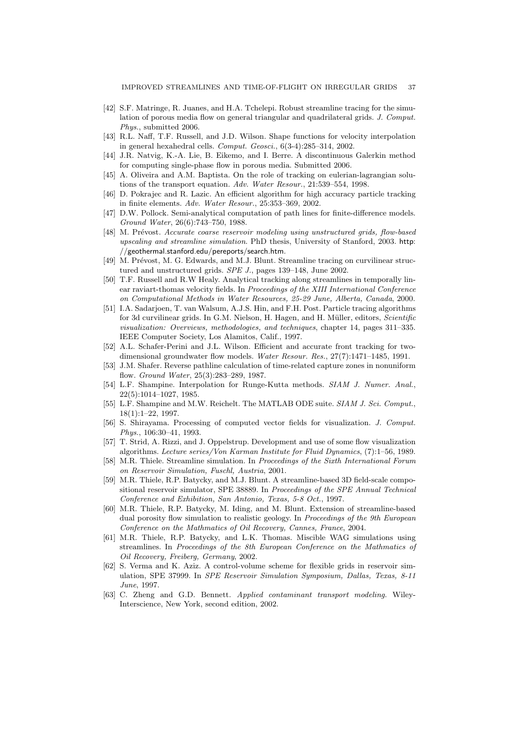[42] S.F. Matringe, R. Juanes, and H.A. Tchelepi. Robust streamline tracing for the simulation of porous media flow on general triangular and quadrilateral grids. *J. Comput. Phys.*, submitted 2006.

[43] R.L. Naff, T.F. Russell, and J.D. Wilson. Shape functions for velocity interpolation in general hexahedral cells. *Comput. Geosci.*, 6(3-4):285–314, 2002.

[44] J.R. Natvig, K.-A. Lie, B. Eikemo, and I. Berre. A discontinuous Galerkin method for computing single-phase flow in porous media. Submitted 2006.

[45] A. Oliveira and A.M. Baptista. On the role of tracking on eulerian-lagrangian solutions of the transport equation. *Adv. Water Resour.*, 21:539–554, 1998.

[46] D. Pokrajec and R. Lazic. An efficient algorithm for high accuracy particle tracking in finite elements. *Adv. Water Resour.*, 25:353–369, 2002.

[47] D.W. Pollock. Semi-analytical computation of path lines for finite-difference models. *Ground Water*, 26(6):743–750, 1988.

[48] M. Prévost. *Accurate coarse reservoir modeling using unstructured grids, flow-based upscaling and streamline simulation*. PhD thesis, University of Stanford, 2003. http://geothermal.stanford.edu/pereports/search.htm.

[49] M. Prévost, M. G. Edwards, and M.J. Blunt. Streamline tracing on curvilinear structured and unstructured grids. *SPE J.*, pages 139–148, June 2002.

[50] T.F. Russell and R.W Healy. Analytical tracking along streamlines in temporally linear raviart-thomas velocity fields. In *Proceedings of the XIII International Conference on Computational Methods in Water Resources, 25-29 June, Alberta, Canada*, 2000.

[51] I.A. Sadarjoen, T. van Walsum, A.J.S. Hin, and F.H. Post. Particle tracing algorithms for 3d curvilinear grids. In G.M. Nielson, H. Hagen, and H. Müller, editors, *Scientific visualization: Overviews, methodologies, and techniques*, chapter 14, pages 311–335. IEEE Computer Society, Los Alamitos, Calif., 1997.

[52] A.L. Schafer-Perini and J.L. Wilson. Efficient and accurate front tracking for two-dimensional groundwater flow models. *Water Resour. Res.*, 27(7):1471–1485, 1991.

[53] J.M. Shafer. Reverse pathline calculation of time-related capture zones in nonuniform flow. *Ground Water*, 25(3):283–289, 1987.

[54] L.F. Shampine. Interpolation for Runge-Kutta methods. *SIAM J. Numer. Anal.*, 22(5):1014–1027, 1985.

[55] L.F. Shampine and M.W. Reichelt. The MATLAB ODE suite. *SIAM J. Sci. Comput.*, 18(1):1–22, 1997.

[56] S. Shirayama. Processing of computed vector fields for visualization. *J. Comput. Phys.*, 106:30–41, 1993.

[57] T. Strid, A. Rizzi, and J. Oppelstrup. Development and use of some flow visualization algorithms. *Lecture series/Von Karman Institute for Fluid Dynamics*, (7):1–56, 1989.

[58] M.R. Thiele. Streamline simulation. In *Proceedings of the Sixth International Forum on Reservoir Simulation, Fuschl, Austria*, 2001.

[59] M.R. Thiele, R.P. Batycky, and M.J. Blunt. A streamline-based 3D field-scale compositional reservoir simulator, SPE 38889. In *Proceedings of the SPE Annual Technical Conference and Exhibition, San Antonio, Texas, 5-8 Oct.*, 1997.

[60] M.R. Thiele, R.P. Batycky, M. Iding, and M. Blunt. Extension of streamline-based dual porosity flow simulation to realistic geology. In *Proceedings of the 9th European Conference on the Mathmatics of Oil Recovery, Cannes, France*, 2004.

[61] M.R. Thiele, R.P. Batycky, and L.K. Thomas. Miscible WAG simulations using streamlines. In *Proceedings of the 8th European Conference on the Mathmatics of Oil Recovery, Freiberg, Germany*, 2002.

[62] S. Verma and K. Aziz. A control-volume scheme for flexible grids in reservoir simulation, SPE 37999. In *SPE Reservoir Simulation Symposium, Dallas, Texas, 8-11 June*, 1997.

[63] C. Zheng and G.D. Bennett. *Applied contaminant transport modeling*. Wiley-Interscience, New York, second edition, 2002.